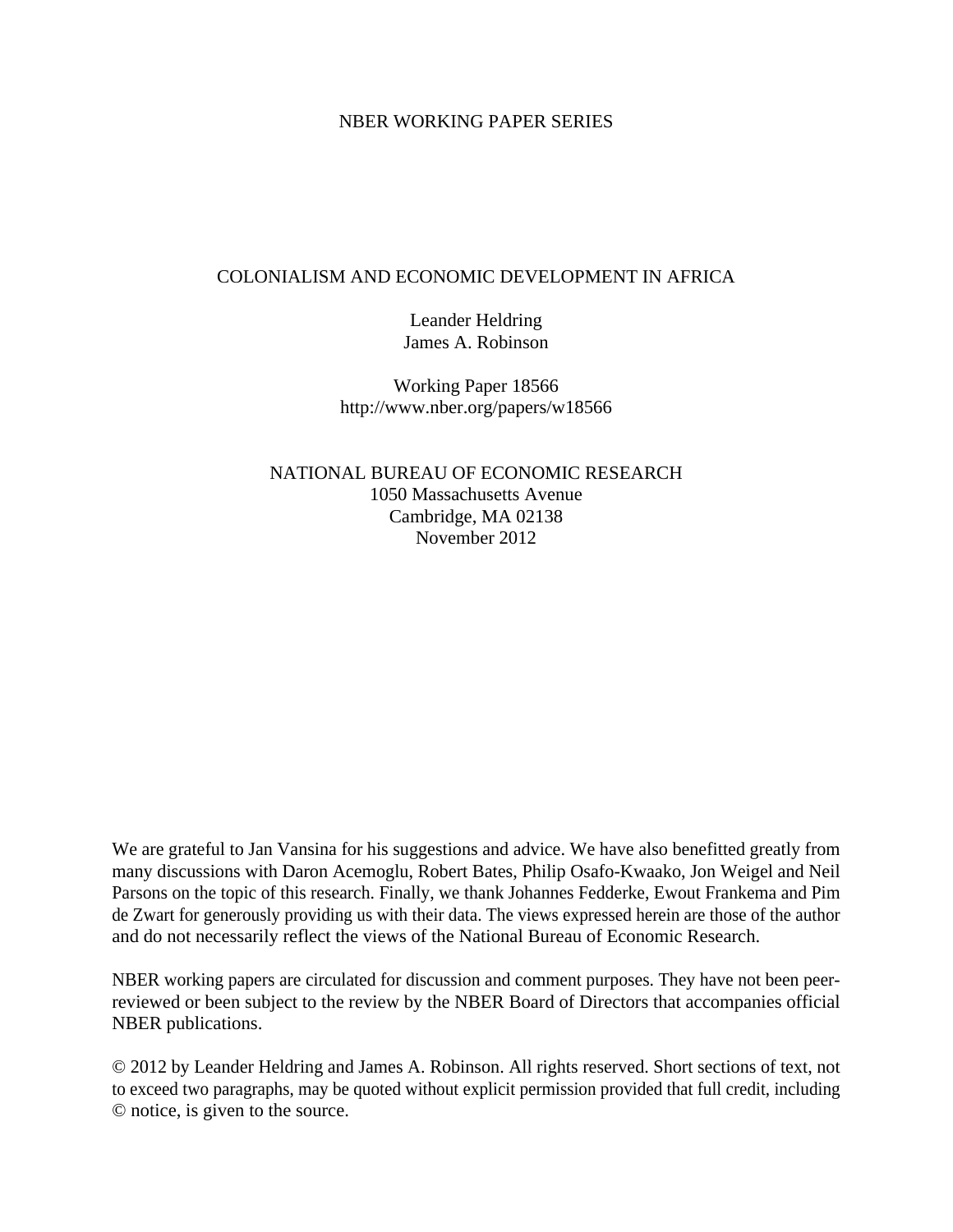NBER WORKING PAPER SERIES

# COLONIALISM AND ECONOMIC DEVELOPMENT IN AFRICA

Leander Heldring
James A. Robinson

Working Paper 18566
http://www.nber.org/papers/w18566

NATIONAL BUREAU OF ECONOMIC RESEARCH
1050 Massachusetts Avenue
Cambridge, MA 02138
November 2012

We are grateful to Jan Vansina for his suggestions and advice. We have also benefitted greatly from many discussions with Daron Acemoglu, Robert Bates, Philip Osafo-Kwaako, Jon Weigel and Neil Parsons on the topic of this research. Finally, we thank Johannes Fedderke, Ewout Frankema and Pim de Zwart for generously providing us with their data. The views expressed herein are those of the author and do not necessarily reflect the views of the National Bureau of Economic Research.

NBER working papers are circulated for discussion and comment purposes. They have not been peer-reviewed or been subject to the review by the NBER Board of Directors that accompanies official NBER publications.

© 2012 by Leander Heldring and James A. Robinson. All rights reserved. Short sections of text, not to exceed two paragraphs, may be quoted without explicit permission provided that full credit, including © notice, is given to the source.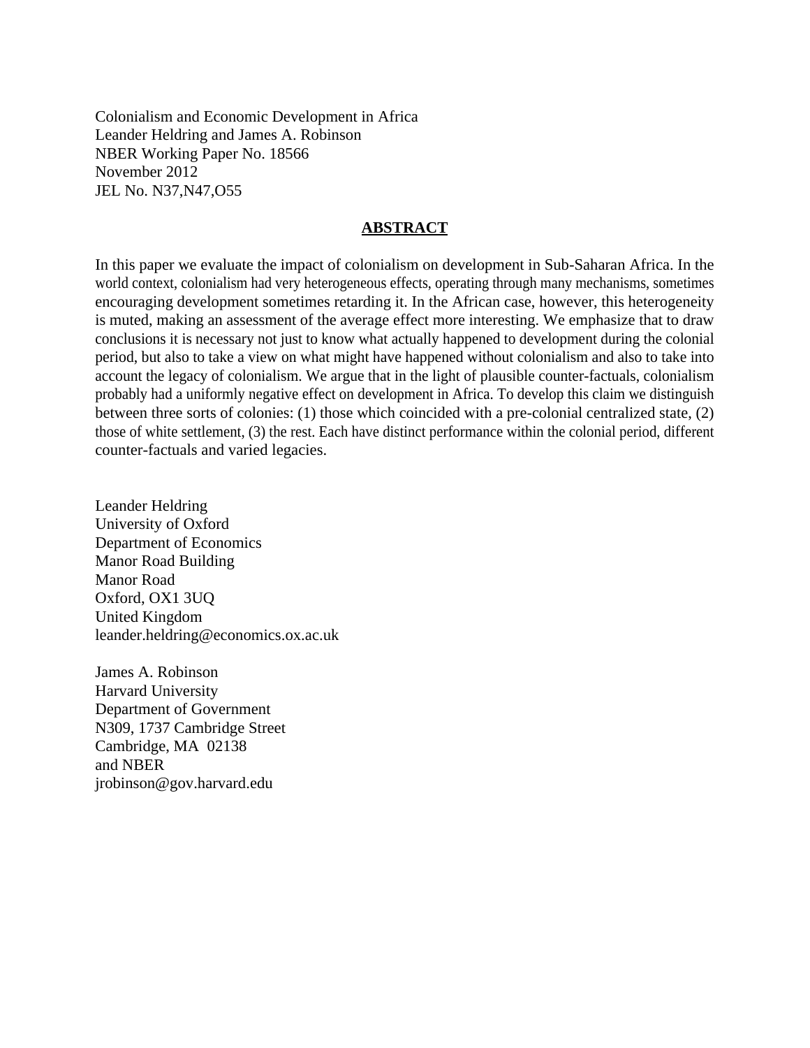Colonialism and Economic Development in Africa
Leander Heldring and James A. Robinson
NBER Working Paper No. 18566
November 2012
JEL No. N37,N47,O55

## ABSTRACT

In this paper we evaluate the impact of colonialism on development in Sub-Saharan Africa. In the world context, colonialism had very heterogeneous effects, operating through many mechanisms, sometimes encouraging development sometimes retarding it. In the African case, however, this heterogeneity is muted, making an assessment of the average effect more interesting. We emphasize that to draw conclusions it is necessary not just to know what actually happened to development during the colonial period, but also to take a view on what might have happened without colonialism and also to take into account the legacy of colonialism. We argue that in the light of plausible counter-factuals, colonialism probably had a uniformly negative effect on development in Africa. To develop this claim we distinguish between three sorts of colonies: (1) those which coincided with a pre-colonial centralized state, (2) those of white settlement, (3) the rest. Each have distinct performance within the colonial period, different counter-factuals and varied legacies.

Leander Heldring
University of Oxford
Department of Economics
Manor Road Building
Manor Road
Oxford, OX1 3UQ
United Kingdom
leander.heldring@economics.ox.ac.uk

James A. Robinson
Harvard University
Department of Government
N309, 1737 Cambridge Street
Cambridge, MA 02138
and NBER
jrobinson@gov.harvard.edu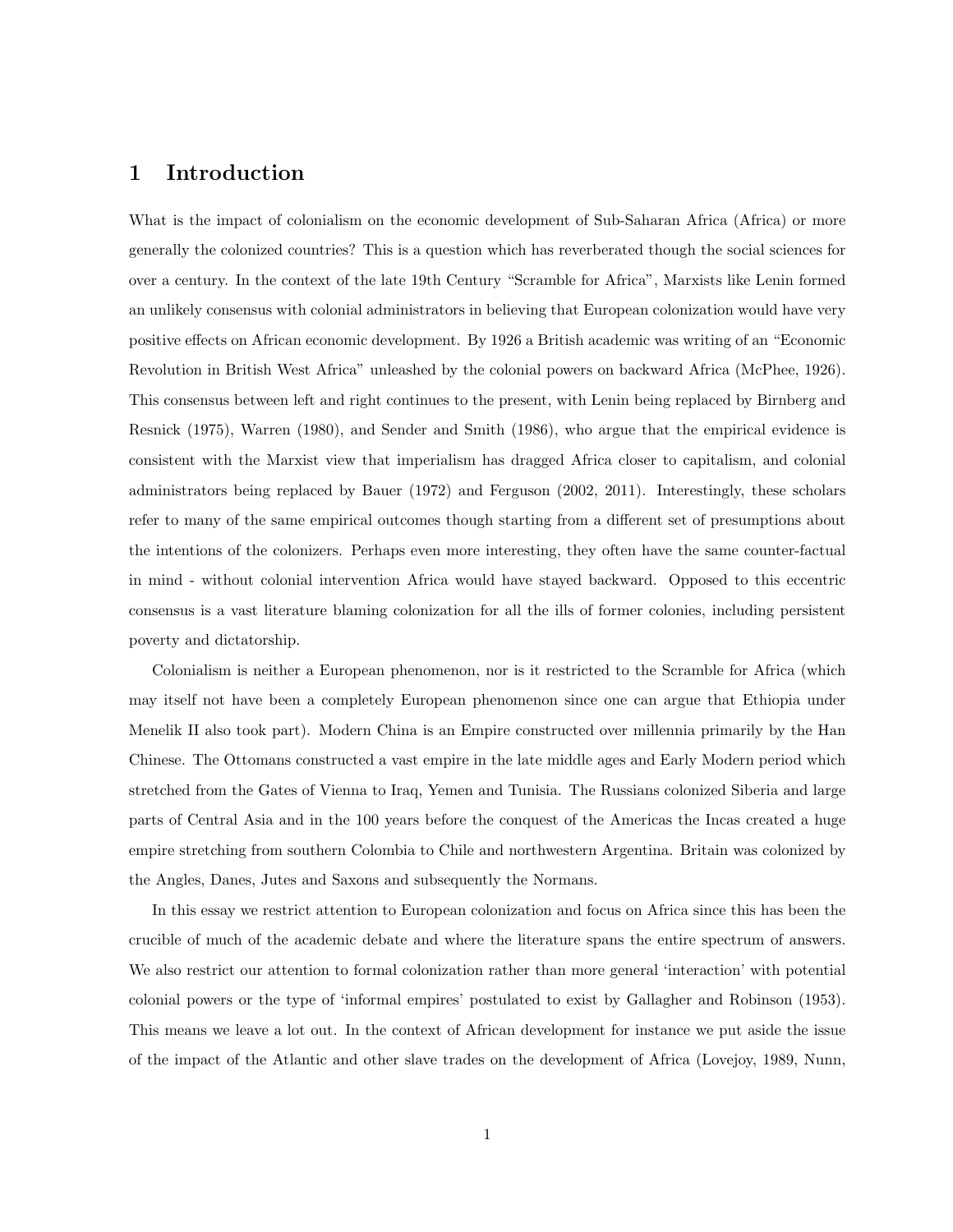# 1 Introduction

What is the impact of colonialism on the economic development of Sub-Saharan Africa (Africa) or more generally the colonized countries? This is a question which has reverberated though the social sciences for over a century. In the context of the late 19th Century "Scramble for Africa", Marxists like Lenin formed an unlikely consensus with colonial administrators in believing that European colonization would have very positive effects on African economic development. By 1926 a British academic was writing of an "Economic Revolution in British West Africa" unleashed by the colonial powers on backward Africa (McPhee, 1926). This consensus between left and right continues to the present, with Lenin being replaced by Birnberg and Resnick (1975), Warren (1980), and Sender and Smith (1986), who argue that the empirical evidence is consistent with the Marxist view that imperialism has dragged Africa closer to capitalism, and colonial administrators being replaced by Bauer (1972) and Ferguson (2002, 2011). Interestingly, these scholars refer to many of the same empirical outcomes though starting from a different set of presumptions about the intentions of the colonizers. Perhaps even more interesting, they often have the same counter-factual in mind - without colonial intervention Africa would have stayed backward. Opposed to this eccentric consensus is a vast literature blaming colonization for all the ills of former colonies, including persistent poverty and dictatorship.

Colonialism is neither a European phenomenon, nor is it restricted to the Scramble for Africa (which may itself not have been a completely European phenomenon since one can argue that Ethiopia under Menelik II also took part). Modern China is an Empire constructed over millennia primarily by the Han Chinese. The Ottomans constructed a vast empire in the late middle ages and Early Modern period which stretched from the Gates of Vienna to Iraq, Yemen and Tunisia. The Russians colonized Siberia and large parts of Central Asia and in the 100 years before the conquest of the Americas the Incas created a huge empire stretching from southern Colombia to Chile and northwestern Argentina. Britain was colonized by the Angles, Danes, Jutes and Saxons and subsequently the Normans.

In this essay we restrict attention to European colonization and focus on Africa since this has been the crucible of much of the academic debate and where the literature spans the entire spectrum of answers. We also restrict our attention to formal colonization rather than more general 'interaction' with potential colonial powers or the type of 'informal empires' postulated to exist by Gallagher and Robinson (1953). This means we leave a lot out. In the context of African development for instance we put aside the issue of the impact of the Atlantic and other slave trades on the development of Africa (Lovejoy, 1989, Nunn,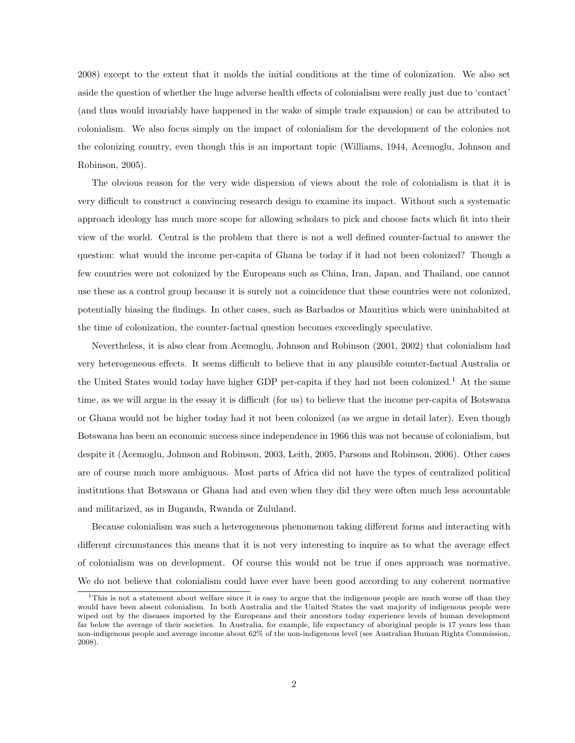2008) except to the extent that it molds the initial conditions at the time of colonization. We also set aside the question of whether the huge adverse health effects of colonialism were really just due to 'contact' (and thus would invariably have happened in the wake of simple trade expansion) or can be attributed to colonialism. We also focus simply on the impact of colonialism for the development of the colonies not the colonizing country, even though this is an important topic (Williams, 1944, Acemoglu, Johnson and Robinson, 2005).

The obvious reason for the very wide dispersion of views about the role of colonialism is that it is very difficult to construct a convincing research design to examine its impact. Without such a systematic approach ideology has much more scope for allowing scholars to pick and choose facts which fit into their view of the world. Central is the problem that there is not a well defined counter-factual to answer the question: what would the income per-capita of Ghana be today if it had not been colonized? Though a few countries were not colonized by the Europeans such as China, Iran, Japan, and Thailand, one cannot use these as a control group because it is surely not a coincidence that these countries were not colonized, potentially biasing the findings. In other cases, such as Barbados or Mauritius which were uninhabited at the time of colonization, the counter-factual question becomes exceedingly speculative.

Nevertheless, it is also clear from Acemoglu, Johnson and Robinson (2001, 2002) that colonialism had very heterogeneous effects. It seems difficult to believe that in any plausible counter-factual Australia or the United States would today have higher GDP per-capita if they had not been colonized.[1] At the same time, as we will argue in the essay it is difficult (for us) to believe that the income per-capita of Botswana or Ghana would not be higher today had it not been colonized (as we argue in detail later). Even though Botswana has been an economic success since independence in 1966 this was not because of colonialism, but despite it (Acemoglu, Johnson and Robinson, 2003, Leith, 2005, Parsons and Robinson, 2006). Other cases are of course much more ambiguous. Most parts of Africa did not have the types of centralized political institutions that Botswana or Ghana had and even when they did they were often much less accountable and militarized, as in Buganda, Rwanda or Zululand.

Because colonialism was such a heterogeneous phenomenon taking different forms and interacting with different circumstances this means that it is not very interesting to inquire as to what the average effect of colonialism was on development. Of course this would not be true if ones approach was normative. We do not believe that colonialism could have ever have been good according to any coherent normative

[1] This is not a statement about welfare since it is easy to argue that the indigenous people are much worse off than they would have been absent colonialism. In both Australia and the United States the vast majority of indigenous people were wiped out by the diseases imported by the Europeans and their ancestors today experience levels of human development far below the average of their societies. In Australia, for example, life expectancy of aboriginal people is 17 years less than non-indigenous people and average income about 62% of the non-indigenous level (see Australian Human Rights Commission, 2008).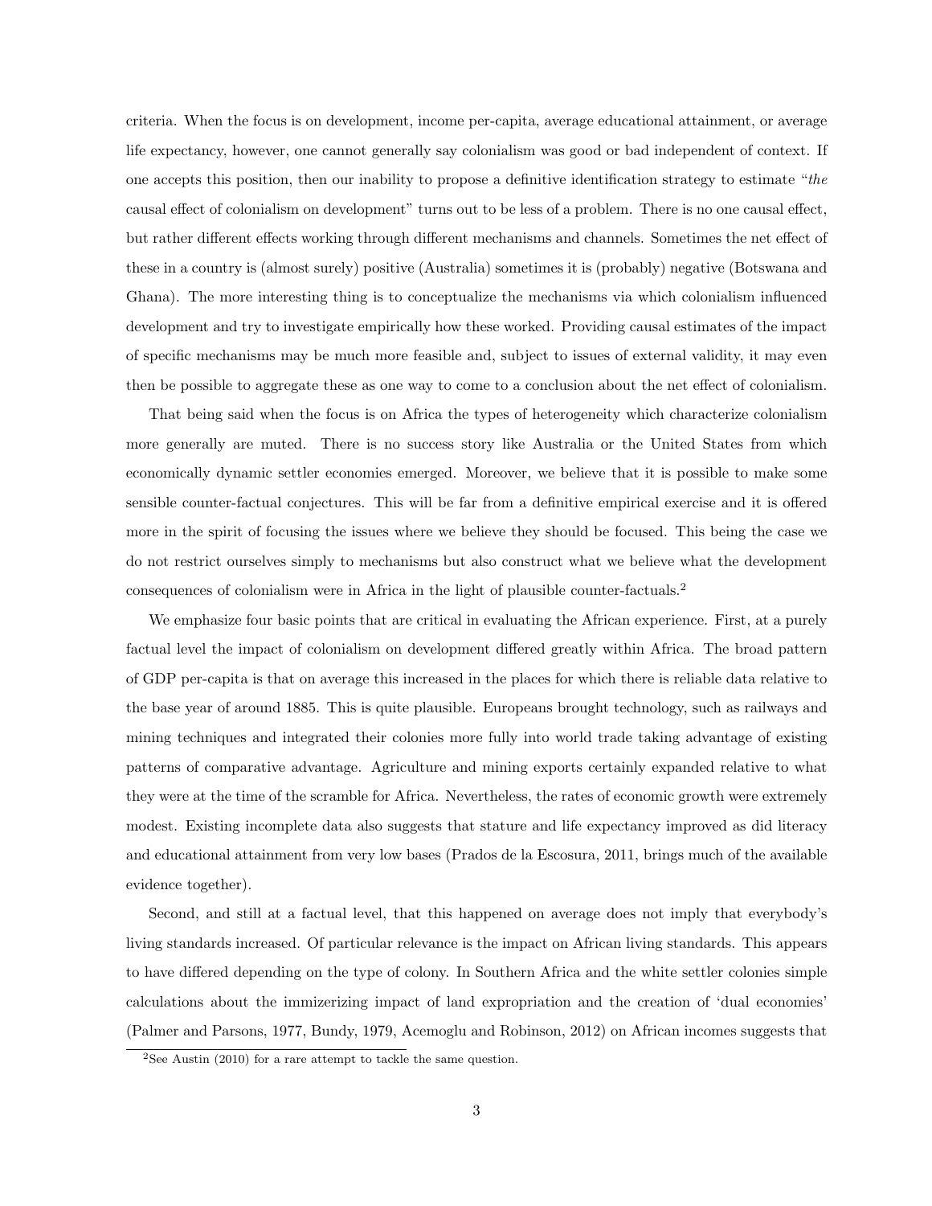criteria. When the focus is on development, income per-capita, average educational attainment, or average life expectancy, however, one cannot generally say colonialism was good or bad independent of context. If one accepts this position, then our inability to propose a definitive identification strategy to estimate "*the* causal effect of colonialism on development" turns out to be less of a problem. There is no one causal effect, but rather different effects working through different mechanisms and channels. Sometimes the net effect of these in a country is (almost surely) positive (Australia) sometimes it is (probably) negative (Botswana and Ghana). The more interesting thing is to conceptualize the mechanisms via which colonialism influenced development and try to investigate empirically how these worked. Providing causal estimates of the impact of specific mechanisms may be much more feasible and, subject to issues of external validity, it may even then be possible to aggregate these as one way to come to a conclusion about the net effect of colonialism.

That being said when the focus is on Africa the types of heterogeneity which characterize colonialism more generally are muted. There is no success story like Australia or the United States from which economically dynamic settler economies emerged. Moreover, we believe that it is possible to make some sensible counter-factual conjectures. This will be far from a definitive empirical exercise and it is offered more in the spirit of focusing the issues where we believe they should be focused. This being the case we do not restrict ourselves simply to mechanisms but also construct what we believe what the development consequences of colonialism were in Africa in the light of plausible counter-factuals.[2]

We emphasize four basic points that are critical in evaluating the African experience. First, at a purely factual level the impact of colonialism on development differed greatly within Africa. The broad pattern of GDP per-capita is that on average this increased in the places for which there is reliable data relative to the base year of around 1885. This is quite plausible. Europeans brought technology, such as railways and mining techniques and integrated their colonies more fully into world trade taking advantage of existing patterns of comparative advantage. Agriculture and mining exports certainly expanded relative to what they were at the time of the scramble for Africa. Nevertheless, the rates of economic growth were extremely modest. Existing incomplete data also suggests that stature and life expectancy improved as did literacy and educational attainment from very low bases (Prados de la Escosura, 2011, brings much of the available evidence together).

Second, and still at a factual level, that this happened on average does not imply that everybody's living standards increased. Of particular relevance is the impact on African living standards. This appears to have differed depending on the type of colony. In Southern Africa and the white settler colonies simple calculations about the immizerizing impact of land expropriation and the creation of 'dual economies' (Palmer and Parsons, 1977, Bundy, 1979, Acemoglu and Robinson, 2012) on African incomes suggests that

[2]See Austin (2010) for a rare attempt to tackle the same question.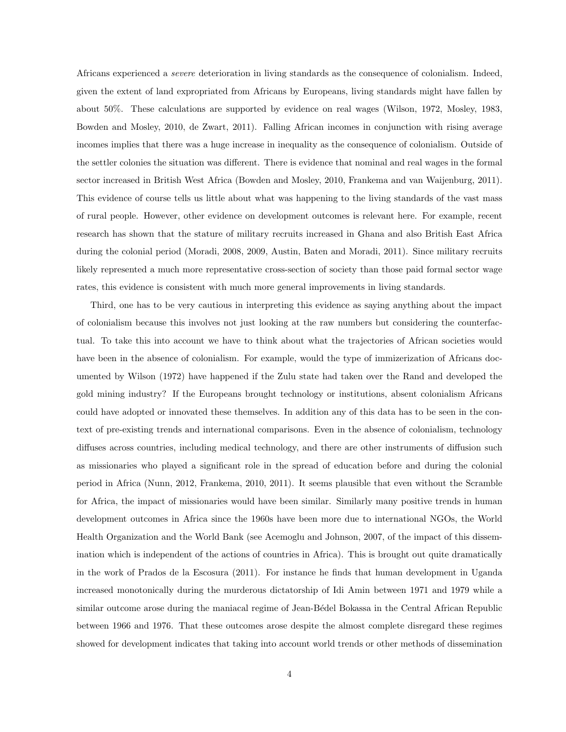Africans experienced a *severe* deterioration in living standards as the consequence of colonialism. Indeed, given the extent of land expropriated from Africans by Europeans, living standards might have fallen by about 50%. These calculations are supported by evidence on real wages (Wilson, 1972, Mosley, 1983, Bowden and Mosley, 2010, de Zwart, 2011). Falling African incomes in conjunction with rising average incomes implies that there was a huge increase in inequality as the consequence of colonialism. Outside of the settler colonies the situation was different. There is evidence that nominal and real wages in the formal sector increased in British West Africa (Bowden and Mosley, 2010, Frankema and van Waijenburg, 2011). This evidence of course tells us little about what was happening to the living standards of the vast mass of rural people. However, other evidence on development outcomes is relevant here. For example, recent research has shown that the stature of military recruits increased in Ghana and also British East Africa during the colonial period (Moradi, 2008, 2009, Austin, Baten and Moradi, 2011). Since military recruits likely represented a much more representative cross-section of society than those paid formal sector wage rates, this evidence is consistent with much more general improvements in living standards.

Third, one has to be very cautious in interpreting this evidence as saying anything about the impact of colonialism because this involves not just looking at the raw numbers but considering the counterfactual. To take this into account we have to think about what the trajectories of African societies would have been in the absence of colonialism. For example, would the type of immizerization of Africans documented by Wilson (1972) have happened if the Zulu state had taken over the Rand and developed the gold mining industry? If the Europeans brought technology or institutions, absent colonialism Africans could have adopted or innovated these themselves. In addition any of this data has to be seen in the context of pre-existing trends and international comparisons. Even in the absence of colonialism, technology diffuses across countries, including medical technology, and there are other instruments of diffusion such as missionaries who played a significant role in the spread of education before and during the colonial period in Africa (Nunn, 2012, Frankema, 2010, 2011). It seems plausible that even without the Scramble for Africa, the impact of missionaries would have been similar. Similarly many positive trends in human development outcomes in Africa since the 1960s have been more due to international NGOs, the World Health Organization and the World Bank (see Acemoglu and Johnson, 2007, of the impact of this dissemination which is independent of the actions of countries in Africa). This is brought out quite dramatically in the work of Prados de la Escosura (2011). For instance he finds that human development in Uganda increased monotonically during the murderous dictatorship of Idi Amin between 1971 and 1979 while a similar outcome arose during the maniacal regime of Jean-Bédel Bokassa in the Central African Republic between 1966 and 1976. That these outcomes arose despite the almost complete disregard these regimes showed for development indicates that taking into account world trends or other methods of dissemination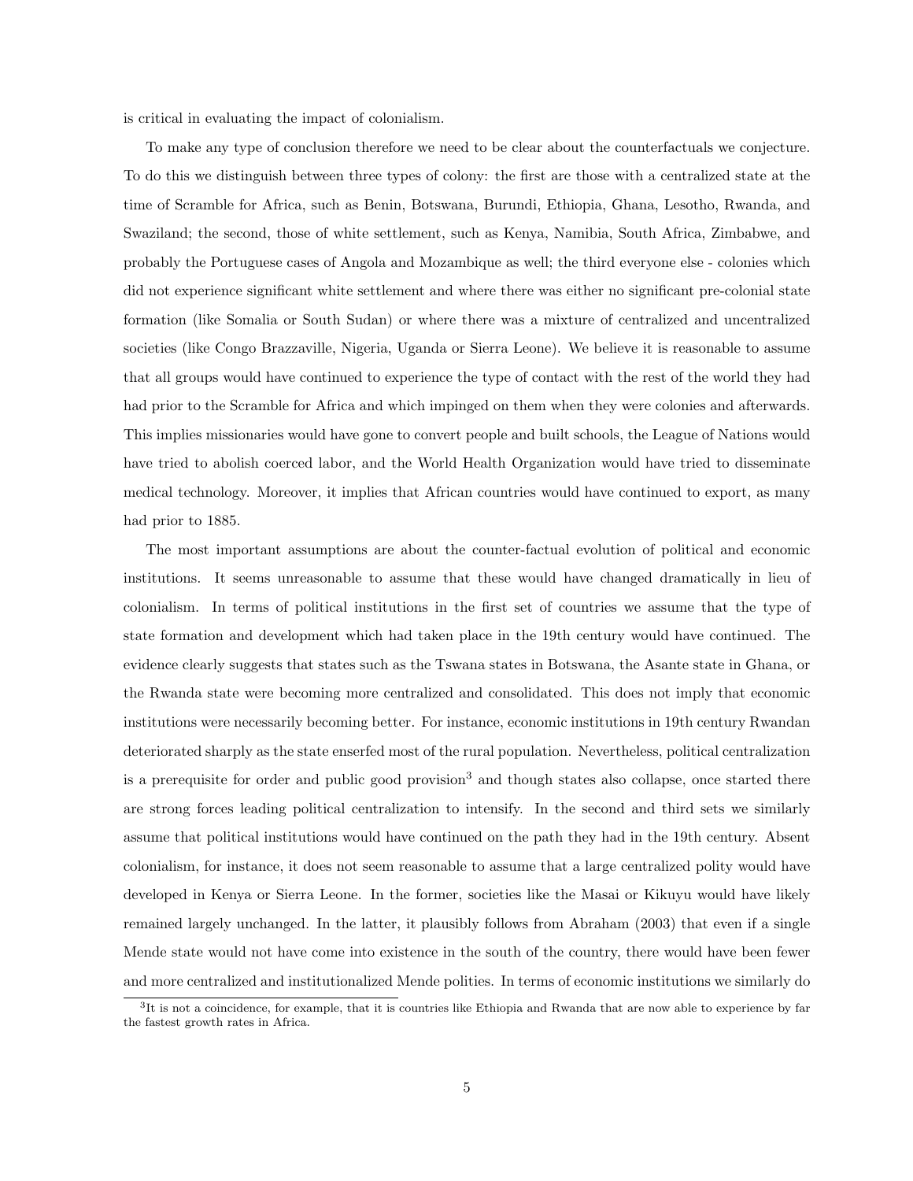is critical in evaluating the impact of colonialism.

To make any type of conclusion therefore we need to be clear about the counterfactuals we conjecture. To do this we distinguish between three types of colony: the first are those with a centralized state at the time of Scramble for Africa, such as Benin, Botswana, Burundi, Ethiopia, Ghana, Lesotho, Rwanda, and Swaziland; the second, those of white settlement, such as Kenya, Namibia, South Africa, Zimbabwe, and probably the Portuguese cases of Angola and Mozambique as well; the third everyone else - colonies which did not experience significant white settlement and where there was either no significant pre-colonial state formation (like Somalia or South Sudan) or where there was a mixture of centralized and uncentralized societies (like Congo Brazzaville, Nigeria, Uganda or Sierra Leone). We believe it is reasonable to assume that all groups would have continued to experience the type of contact with the rest of the world they had had prior to the Scramble for Africa and which impinged on them when they were colonies and afterwards. This implies missionaries would have gone to convert people and built schools, the League of Nations would have tried to abolish coerced labor, and the World Health Organization would have tried to disseminate medical technology. Moreover, it implies that African countries would have continued to export, as many had prior to 1885.

The most important assumptions are about the counter-factual evolution of political and economic institutions. It seems unreasonable to assume that these would have changed dramatically in lieu of colonialism. In terms of political institutions in the first set of countries we assume that the type of state formation and development which had taken place in the 19th century would have continued. The evidence clearly suggests that states such as the Tswana states in Botswana, the Asante state in Ghana, or the Rwanda state were becoming more centralized and consolidated. This does not imply that economic institutions were necessarily becoming better. For instance, economic institutions in 19th century Rwandan deteriorated sharply as the state enserfed most of the rural population. Nevertheless, political centralization is a prerequisite for order and public good provision[3] and though states also collapse, once started there are strong forces leading political centralization to intensify. In the second and third sets we similarly assume that political institutions would have continued on the path they had in the 19th century. Absent colonialism, for instance, it does not seem reasonable to assume that a large centralized polity would have developed in Kenya or Sierra Leone. In the former, societies like the Masai or Kikuyu would have likely remained largely unchanged. In the latter, it plausibly follows from Abraham (2003) that even if a single Mende state would not have come into existence in the south of the country, there would have been fewer and more centralized and institutionalized Mende polities. In terms of economic institutions we similarly do

[3] It is not a coincidence, for example, that it is countries like Ethiopia and Rwanda that are now able to experience by far the fastest growth rates in Africa.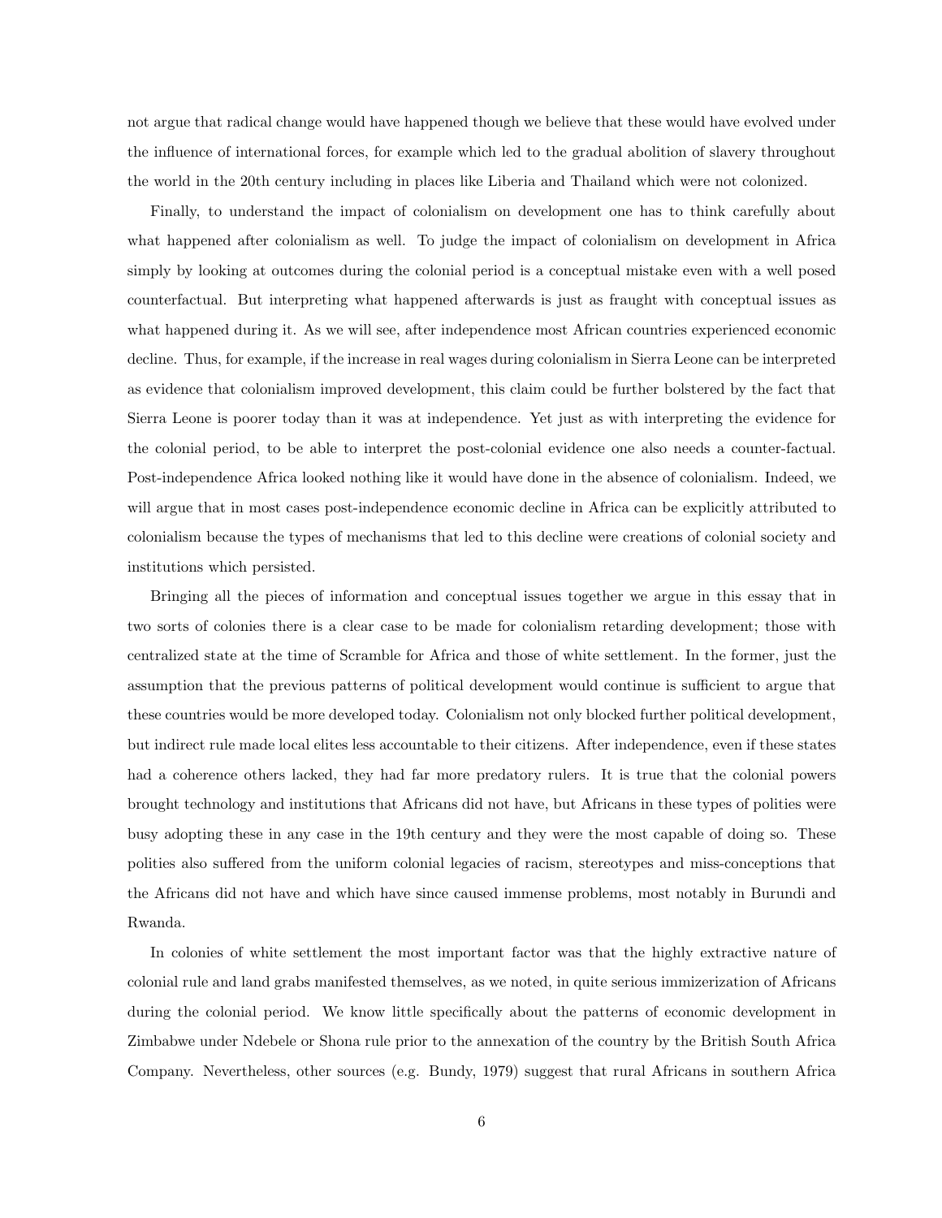not argue that radical change would have happened though we believe that these would have evolved under the influence of international forces, for example which led to the gradual abolition of slavery throughout the world in the 20th century including in places like Liberia and Thailand which were not colonized.

Finally, to understand the impact of colonialism on development one has to think carefully about what happened after colonialism as well. To judge the impact of colonialism on development in Africa simply by looking at outcomes during the colonial period is a conceptual mistake even with a well posed counterfactual. But interpreting what happened afterwards is just as fraught with conceptual issues as what happened during it. As we will see, after independence most African countries experienced economic decline. Thus, for example, if the increase in real wages during colonialism in Sierra Leone can be interpreted as evidence that colonialism improved development, this claim could be further bolstered by the fact that Sierra Leone is poorer today than it was at independence. Yet just as with interpreting the evidence for the colonial period, to be able to interpret the post-colonial evidence one also needs a counter-factual. Post-independence Africa looked nothing like it would have done in the absence of colonialism. Indeed, we will argue that in most cases post-independence economic decline in Africa can be explicitly attributed to colonialism because the types of mechanisms that led to this decline were creations of colonial society and institutions which persisted.

Bringing all the pieces of information and conceptual issues together we argue in this essay that in two sorts of colonies there is a clear case to be made for colonialism retarding development; those with centralized state at the time of Scramble for Africa and those of white settlement. In the former, just the assumption that the previous patterns of political development would continue is sufficient to argue that these countries would be more developed today. Colonialism not only blocked further political development, but indirect rule made local elites less accountable to their citizens. After independence, even if these states had a coherence others lacked, they had far more predatory rulers. It is true that the colonial powers brought technology and institutions that Africans did not have, but Africans in these types of polities were busy adopting these in any case in the 19th century and they were the most capable of doing so. These polities also suffered from the uniform colonial legacies of racism, stereotypes and miss-conceptions that the Africans did not have and which have since caused immense problems, most notably in Burundi and Rwanda.

In colonies of white settlement the most important factor was that the highly extractive nature of colonial rule and land grabs manifested themselves, as we noted, in quite serious immizerization of Africans during the colonial period. We know little specifically about the patterns of economic development in Zimbabwe under Ndebele or Shona rule prior to the annexation of the country by the British South Africa Company. Nevertheless, other sources (e.g. Bundy, 1979) suggest that rural Africans in southern Africa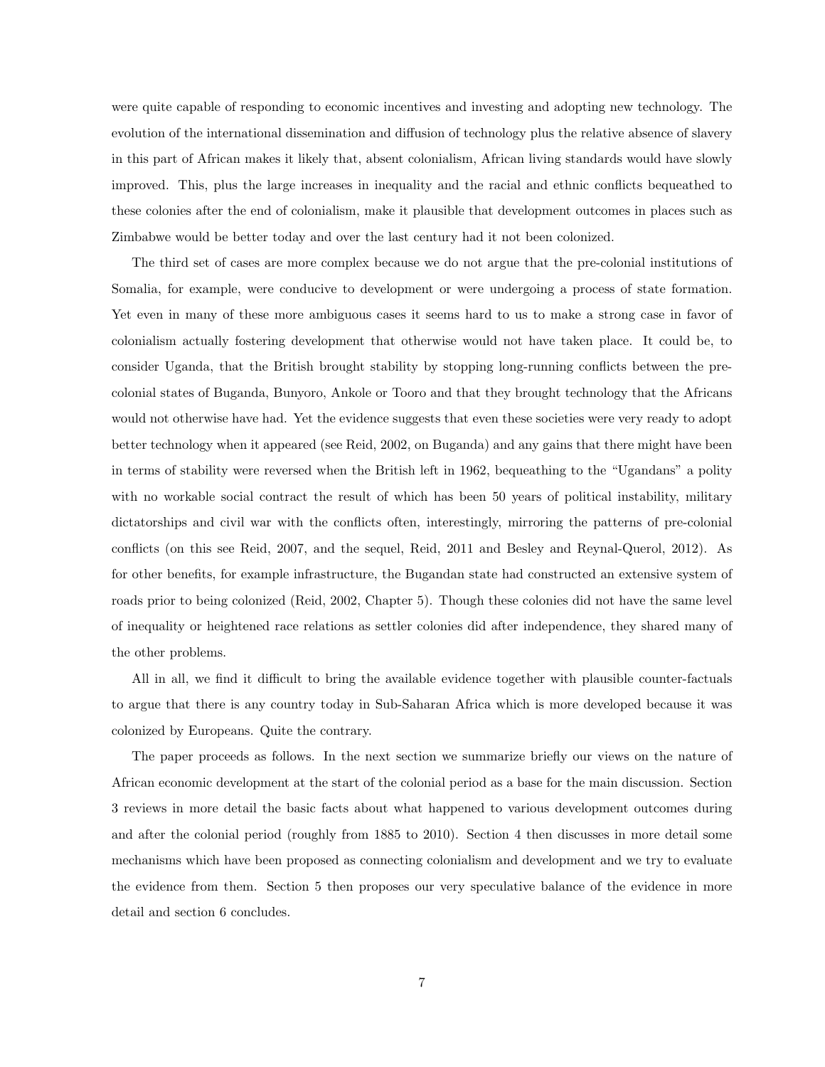were quite capable of responding to economic incentives and investing and adopting new technology. The evolution of the international dissemination and diffusion of technology plus the relative absence of slavery in this part of African makes it likely that, absent colonialism, African living standards would have slowly improved. This, plus the large increases in inequality and the racial and ethnic conflicts bequeathed to these colonies after the end of colonialism, make it plausible that development outcomes in places such as Zimbabwe would be better today and over the last century had it not been colonized.

The third set of cases are more complex because we do not argue that the pre-colonial institutions of Somalia, for example, were conducive to development or were undergoing a process of state formation. Yet even in many of these more ambiguous cases it seems hard to us to make a strong case in favor of colonialism actually fostering development that otherwise would not have taken place. It could be, to consider Uganda, that the British brought stability by stopping long-running conflicts between the pre-colonial states of Buganda, Bunyoro, Ankole or Tooro and that they brought technology that the Africans would not otherwise have had. Yet the evidence suggests that even these societies were very ready to adopt better technology when it appeared (see Reid, 2002, on Buganda) and any gains that there might have been in terms of stability were reversed when the British left in 1962, bequeathing to the "Ugandans" a polity with no workable social contract the result of which has been 50 years of political instability, military dictatorships and civil war with the conflicts often, interestingly, mirroring the patterns of pre-colonial conflicts (on this see Reid, 2007, and the sequel, Reid, 2011 and Besley and Reynal-Querol, 2012). As for other benefits, for example infrastructure, the Bugandan state had constructed an extensive system of roads prior to being colonized (Reid, 2002, Chapter 5). Though these colonies did not have the same level of inequality or heightened race relations as settler colonies did after independence, they shared many of the other problems.

All in all, we find it difficult to bring the available evidence together with plausible counter-factuals to argue that there is any country today in Sub-Saharan Africa which is more developed because it was colonized by Europeans. Quite the contrary.

The paper proceeds as follows. In the next section we summarize briefly our views on the nature of African economic development at the start of the colonial period as a base for the main discussion. Section 3 reviews in more detail the basic facts about what happened to various development outcomes during and after the colonial period (roughly from 1885 to 2010). Section 4 then discusses in more detail some mechanisms which have been proposed as connecting colonialism and development and we try to evaluate the evidence from them. Section 5 then proposes our very speculative balance of the evidence in more detail and section 6 concludes.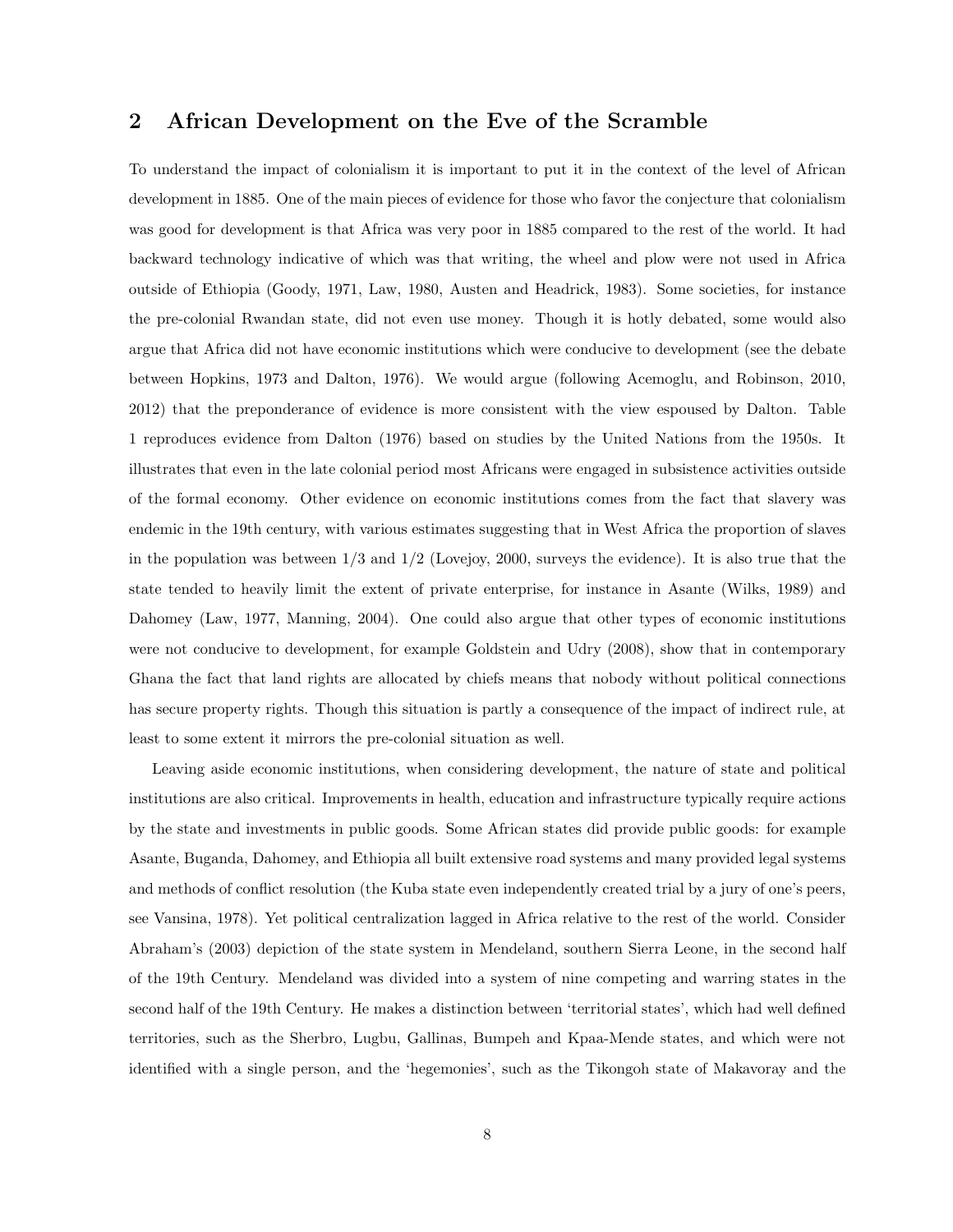## 2 African Development on the Eve of the Scramble

To understand the impact of colonialism it is important to put it in the context of the level of African development in 1885. One of the main pieces of evidence for those who favor the conjecture that colonialism was good for development is that Africa was very poor in 1885 compared to the rest of the world. It had backward technology indicative of which was that writing, the wheel and plow were not used in Africa outside of Ethiopia (Goody, 1971, Law, 1980, Austen and Headrick, 1983). Some societies, for instance the pre-colonial Rwandan state, did not even use money. Though it is hotly debated, some would also argue that Africa did not have economic institutions which were conducive to development (see the debate between Hopkins, 1973 and Dalton, 1976). We would argue (following Acemoglu, and Robinson, 2010, 2012) that the preponderance of evidence is more consistent with the view espoused by Dalton. Table 1 reproduces evidence from Dalton (1976) based on studies by the United Nations from the 1950s. It illustrates that even in the late colonial period most Africans were engaged in subsistence activities outside of the formal economy. Other evidence on economic institutions comes from the fact that slavery was endemic in the 19th century, with various estimates suggesting that in West Africa the proportion of slaves in the population was between 1/3 and 1/2 (Lovejoy, 2000, surveys the evidence). It is also true that the state tended to heavily limit the extent of private enterprise, for instance in Asante (Wilks, 1989) and Dahomey (Law, 1977, Manning, 2004). One could also argue that other types of economic institutions were not conducive to development, for example Goldstein and Udry (2008), show that in contemporary Ghana the fact that land rights are allocated by chiefs means that nobody without political connections has secure property rights. Though this situation is partly a consequence of the impact of indirect rule, at least to some extent it mirrors the pre-colonial situation as well.

Leaving aside economic institutions, when considering development, the nature of state and political institutions are also critical. Improvements in health, education and infrastructure typically require actions by the state and investments in public goods. Some African states did provide public goods: for example Asante, Buganda, Dahomey, and Ethiopia all built extensive road systems and many provided legal systems and methods of conflict resolution (the Kuba state even independently created trial by a jury of one's peers, see Vansina, 1978). Yet political centralization lagged in Africa relative to the rest of the world. Consider Abraham's (2003) depiction of the state system in Mendeland, southern Sierra Leone, in the second half of the 19th Century. Mendeland was divided into a system of nine competing and warring states in the second half of the 19th Century. He makes a distinction between 'territorial states', which had well defined territories, such as the Sherbro, Lugbu, Gallinas, Bumpeh and Kpaa-Mende states, and which were not identified with a single person, and the 'hegemonies', such as the Tikongoh state of Makavoray and the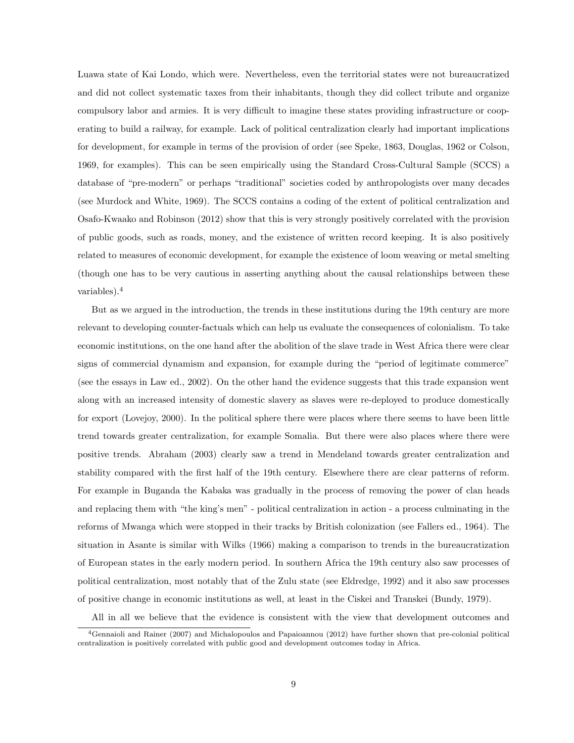Luawa state of Kai Londo, which were. Nevertheless, even the territorial states were not bureaucratized and did not collect systematic taxes from their inhabitants, though they did collect tribute and organize compulsory labor and armies. It is very difficult to imagine these states providing infrastructure or cooperating to build a railway, for example. Lack of political centralization clearly had important implications for development, for example in terms of the provision of order (see Speke, 1863, Douglas, 1962 or Colson, 1969, for examples). This can be seen empirically using the Standard Cross-Cultural Sample (SCCS) a database of "pre-modern" or perhaps "traditional" societies coded by anthropologists over many decades (see Murdock and White, 1969). The SCCS contains a coding of the extent of political centralization and Osafo-Kwaako and Robinson (2012) show that this is very strongly positively correlated with the provision of public goods, such as roads, money, and the existence of written record keeping. It is also positively related to measures of economic development, for example the existence of loom weaving or metal smelting (though one has to be very cautious in asserting anything about the causal relationships between these variables).[4]

But as we argued in the introduction, the trends in these institutions during the 19th century are more relevant to developing counter-factuals which can help us evaluate the consequences of colonialism. To take economic institutions, on the one hand after the abolition of the slave trade in West Africa there were clear signs of commercial dynamism and expansion, for example during the "period of legitimate commerce" (see the essays in Law ed., 2002). On the other hand the evidence suggests that this trade expansion went along with an increased intensity of domestic slavery as slaves were re-deployed to produce domestically for export (Lovejoy, 2000). In the political sphere there were places where there seems to have been little trend towards greater centralization, for example Somalia. But there were also places where there were positive trends. Abraham (2003) clearly saw a trend in Mendeland towards greater centralization and stability compared with the first half of the 19th century. Elsewhere there are clear patterns of reform. For example in Buganda the Kabaka was gradually in the process of removing the power of clan heads and replacing them with "the king's men" - political centralization in action - a process culminating in the reforms of Mwanga which were stopped in their tracks by British colonization (see Fallers ed., 1964). The situation in Asante is similar with Wilks (1966) making a comparison to trends in the bureaucratization of European states in the early modern period. In southern Africa the 19th century also saw processes of political centralization, most notably that of the Zulu state (see Eldredge, 1992) and it also saw processes of positive change in economic institutions as well, at least in the Ciskei and Transkei (Bundy, 1979).

All in all we believe that the evidence is consistent with the view that development outcomes and

[4] Gennaioli and Rainer (2007) and Michalopoulos and Papaioannou (2012) have further shown that pre-colonial political centralization is positively correlated with public good and development outcomes today in Africa.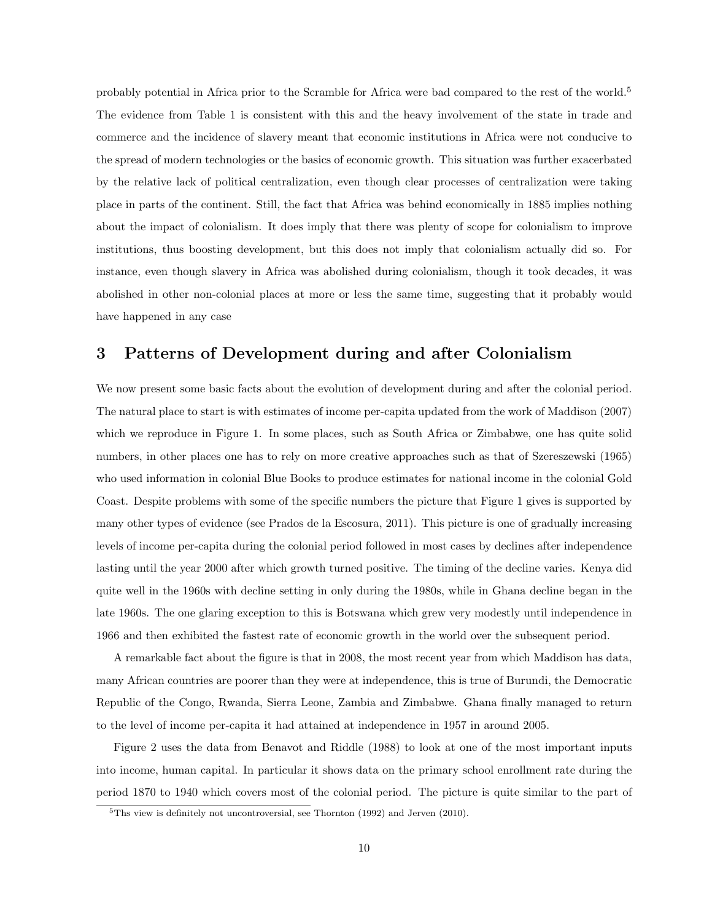probably potential in Africa prior to the Scramble for Africa were bad compared to the rest of the world.[5] The evidence from Table 1 is consistent with this and the heavy involvement of the state in trade and commerce and the incidence of slavery meant that economic institutions in Africa were not conducive to the spread of modern technologies or the basics of economic growth. This situation was further exacerbated by the relative lack of political centralization, even though clear processes of centralization were taking place in parts of the continent. Still, the fact that Africa was behind economically in 1885 implies nothing about the impact of colonialism. It does imply that there was plenty of scope for colonialism to improve institutions, thus boosting development, but this does not imply that colonialism actually did so. For instance, even though slavery in Africa was abolished during colonialism, though it took decades, it was abolished in other non-colonial places at more or less the same time, suggesting that it probably would have happened in any case

## 3 Patterns of Development during and after Colonialism

We now present some basic facts about the evolution of development during and after the colonial period. The natural place to start is with estimates of income per-capita updated from the work of Maddison (2007) which we reproduce in Figure 1. In some places, such as South Africa or Zimbabwe, one has quite solid numbers, in other places one has to rely on more creative approaches such as that of Szereszewski (1965) who used information in colonial Blue Books to produce estimates for national income in the colonial Gold Coast. Despite problems with some of the specific numbers the picture that Figure 1 gives is supported by many other types of evidence (see Prados de la Escosura, 2011). This picture is one of gradually increasing levels of income per-capita during the colonial period followed in most cases by declines after independence lasting until the year 2000 after which growth turned positive. The timing of the decline varies. Kenya did quite well in the 1960s with decline setting in only during the 1980s, while in Ghana decline began in the late 1960s. The one glaring exception to this is Botswana which grew very modestly until independence in 1966 and then exhibited the fastest rate of economic growth in the world over the subsequent period.

A remarkable fact about the figure is that in 2008, the most recent year from which Maddison has data, many African countries are poorer than they were at independence, this is true of Burundi, the Democratic Republic of the Congo, Rwanda, Sierra Leone, Zambia and Zimbabwe. Ghana finally managed to return to the level of income per-capita it had attained at independence in 1957 in around 2005.

Figure 2 uses the data from Benavot and Riddle (1988) to look at one of the most important inputs into income, human capital. In particular it shows data on the primary school enrollment rate during the period 1870 to 1940 which covers most of the colonial period. The picture is quite similar to the part of

[5] Ths view is definitely not uncontroversial, see Thornton (1992) and Jerven (2010).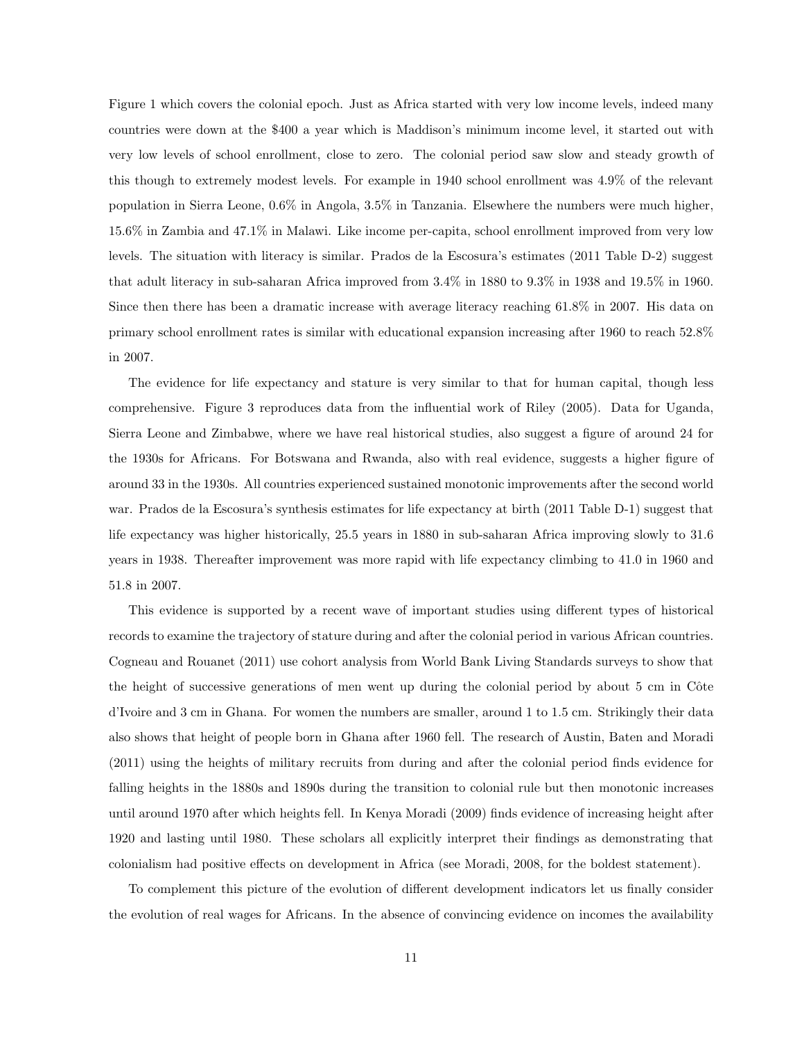Figure 1 which covers the colonial epoch. Just as Africa started with very low income levels, indeed many countries were down at the $400 a year which is Maddison's minimum income level, it started out with very low levels of school enrollment, close to zero. The colonial period saw slow and steady growth of this though to extremely modest levels. For example in 1940 school enrollment was 4.9% of the relevant population in Sierra Leone, 0.6% in Angola, 3.5% in Tanzania. Elsewhere the numbers were much higher, 15.6% in Zambia and 47.1% in Malawi. Like income per-capita, school enrollment improved from very low levels. The situation with literacy is similar. Prados de la Escosura's estimates (2011 Table D-2) suggest that adult literacy in sub-saharan Africa improved from 3.4% in 1880 to 9.3% in 1938 and 19.5% in 1960. Since then there has been a dramatic increase with average literacy reaching 61.8% in 2007. His data on primary school enrollment rates is similar with educational expansion increasing after 1960 to reach 52.8% in 2007.

The evidence for life expectancy and stature is very similar to that for human capital, though less comprehensive. Figure 3 reproduces data from the influential work of Riley (2005). Data for Uganda, Sierra Leone and Zimbabwe, where we have real historical studies, also suggest a figure of around 24 for the 1930s for Africans. For Botswana and Rwanda, also with real evidence, suggests a higher figure of around 33 in the 1930s. All countries experienced sustained monotonic improvements after the second world war. Prados de la Escosura's synthesis estimates for life expectancy at birth (2011 Table D-1) suggest that life expectancy was higher historically, 25.5 years in 1880 in sub-saharan Africa improving slowly to 31.6 years in 1938. Thereafter improvement was more rapid with life expectancy climbing to 41.0 in 1960 and 51.8 in 2007.

This evidence is supported by a recent wave of important studies using different types of historical records to examine the trajectory of stature during and after the colonial period in various African countries. Cogneau and Rouanet (2011) use cohort analysis from World Bank Living Standards surveys to show that the height of successive generations of men went up during the colonial period by about 5 cm in Côte d'Ivoire and 3 cm in Ghana. For women the numbers are smaller, around 1 to 1.5 cm. Strikingly their data also shows that height of people born in Ghana after 1960 fell. The research of Austin, Baten and Moradi (2011) using the heights of military recruits from during and after the colonial period finds evidence for falling heights in the 1880s and 1890s during the transition to colonial rule but then monotonic increases until around 1970 after which heights fell. In Kenya Moradi (2009) finds evidence of increasing height after 1920 and lasting until 1980. These scholars all explicitly interpret their findings as demonstrating that colonialism had positive effects on development in Africa (see Moradi, 2008, for the boldest statement).

To complement this picture of the evolution of different development indicators let us finally consider the evolution of real wages for Africans. In the absence of convincing evidence on incomes the availability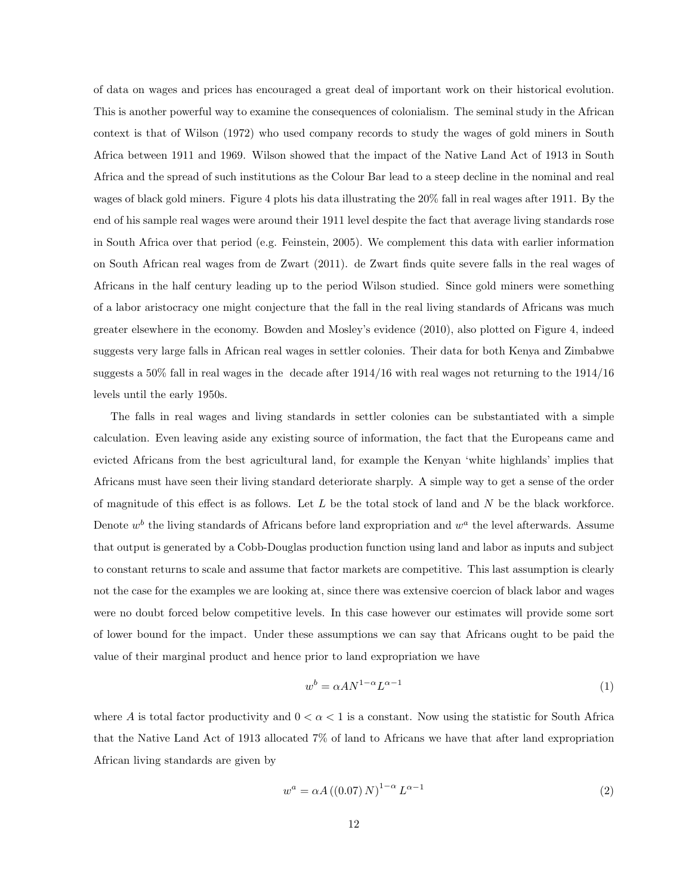of data on wages and prices has encouraged a great deal of important work on their historical evolution. This is another powerful way to examine the consequences of colonialism. The seminal study in the African context is that of Wilson (1972) who used company records to study the wages of gold miners in South Africa between 1911 and 1969. Wilson showed that the impact of the Native Land Act of 1913 in South Africa and the spread of such institutions as the Colour Bar lead to a steep decline in the nominal and real wages of black gold miners. Figure 4 plots his data illustrating the 20% fall in real wages after 1911. By the end of his sample real wages were around their 1911 level despite the fact that average living standards rose in South Africa over that period (e.g. Feinstein, 2005). We complement this data with earlier information on South African real wages from de Zwart (2011). de Zwart finds quite severe falls in the real wages of Africans in the half century leading up to the period Wilson studied. Since gold miners were something of a labor aristocracy one might conjecture that the fall in the real living standards of Africans was much greater elsewhere in the economy. Bowden and Mosley's evidence (2010), also plotted on Figure 4, indeed suggests very large falls in African real wages in settler colonies. Their data for both Kenya and Zimbabwe suggests a 50% fall in real wages in the decade after 1914/16 with real wages not returning to the 1914/16 levels until the early 1950s.

The falls in real wages and living standards in settler colonies can be substantiated with a simple calculation. Even leaving aside any existing source of information, the fact that the Europeans came and evicted Africans from the best agricultural land, for example the Kenyan 'white highlands' implies that Africans must have seen their living standard deteriorate sharply. A simple way to get a sense of the order of magnitude of this effect is as follows. Let $L$ be the total stock of land and $N$ be the black workforce. Denote $w^b$ the living standards of Africans before land expropriation and $w^a$ the level afterwards. Assume that output is generated by a Cobb-Douglas production function using land and labor as inputs and subject to constant returns to scale and assume that factor markets are competitive. This last assumption is clearly not the case for the examples we are looking at, since there was extensive coercion of black labor and wages were no doubt forced below competitive levels. In this case however our estimates will provide some sort of lower bound for the impact. Under these assumptions we can say that Africans ought to be paid the value of their marginal product and hence prior to land expropriation we have

$$w^b = \alpha A N^{1-\alpha} L^{\alpha-1} \tag{1}$$

where $A$ is total factor productivity and $0 < \alpha < 1$ is a constant. Now using the statistic for South Africa that the Native Land Act of 1913 allocated 7% of land to Africans we have that after land expropriation African living standards are given by

$$w^a = \alpha A \left((0.07)\, N\right)^{1-\alpha} L^{\alpha-1} \tag{2}$$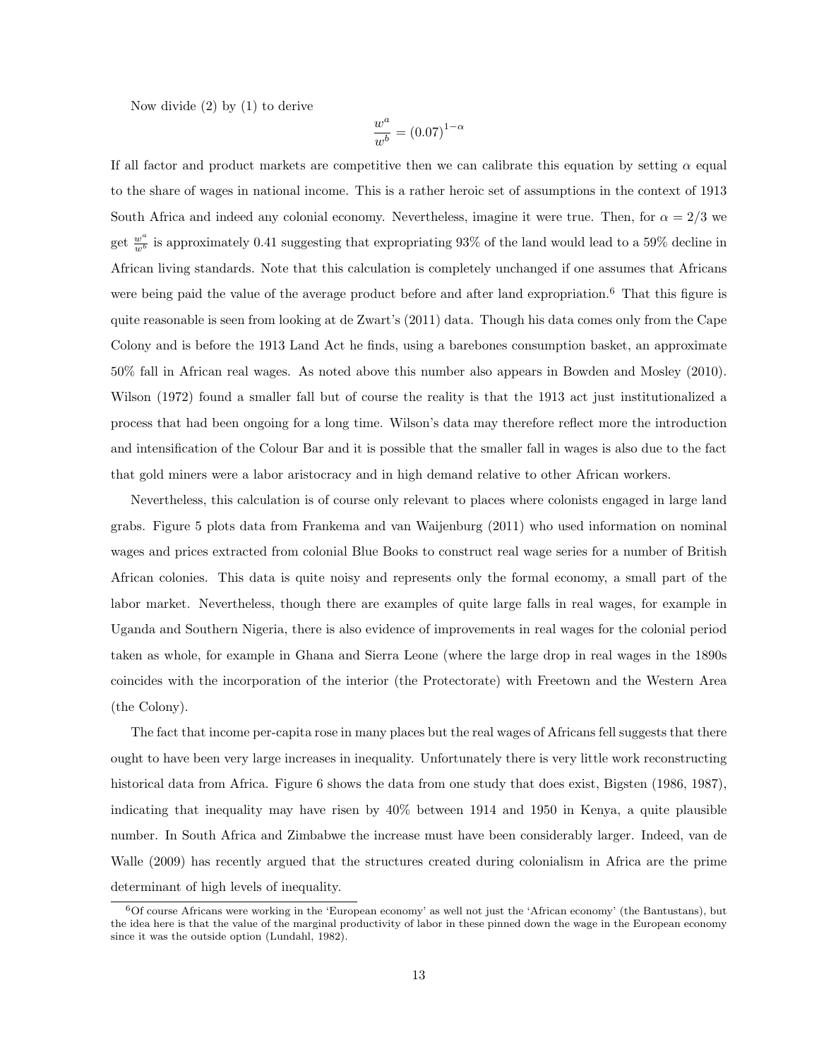Now divide (2) by (1) to derive

$$\frac{w^a}{w^b} = (0.07)^{1-\alpha}$$

If all factor and product markets are competitive then we can calibrate this equation by setting $\alpha$ equal to the share of wages in national income. This is a rather heroic set of assumptions in the context of 1913 South Africa and indeed any colonial economy. Nevertheless, imagine it were true. Then, for $\alpha = 2/3$ we get $\frac{w^a}{w^b}$ is approximately 0.41 suggesting that expropriating 93% of the land would lead to a 59% decline in African living standards. Note that this calculation is completely unchanged if one assumes that Africans were being paid the value of the average product before and after land expropriation.[6] That this figure is quite reasonable is seen from looking at de Zwart's (2011) data. Though his data comes only from the Cape Colony and is before the 1913 Land Act he finds, using a barebones consumption basket, an approximate 50% fall in African real wages. As noted above this number also appears in Bowden and Mosley (2010). Wilson (1972) found a smaller fall but of course the reality is that the 1913 act just institutionalized a process that had been ongoing for a long time. Wilson's data may therefore reflect more the introduction and intensification of the Colour Bar and it is possible that the smaller fall in wages is also due to the fact that gold miners were a labor aristocracy and in high demand relative to other African workers.

Nevertheless, this calculation is of course only relevant to places where colonists engaged in large land grabs. Figure 5 plots data from Frankema and van Waijenburg (2011) who used information on nominal wages and prices extracted from colonial Blue Books to construct real wage series for a number of British African colonies. This data is quite noisy and represents only the formal economy, a small part of the labor market. Nevertheless, though there are examples of quite large falls in real wages, for example in Uganda and Southern Nigeria, there is also evidence of improvements in real wages for the colonial period taken as whole, for example in Ghana and Sierra Leone (where the large drop in real wages in the 1890s coincides with the incorporation of the interior (the Protectorate) with Freetown and the Western Area (the Colony).

The fact that income per-capita rose in many places but the real wages of Africans fell suggests that there ought to have been very large increases in inequality. Unfortunately there is very little work reconstructing historical data from Africa. Figure 6 shows the data from one study that does exist, Bigsten (1986, 1987), indicating that inequality may have risen by 40% between 1914 and 1950 in Kenya, a quite plausible number. In South Africa and Zimbabwe the increase must have been considerably larger. Indeed, van de Walle (2009) has recently argued that the structures created during colonialism in Africa are the prime determinant of high levels of inequality.

[6] Of course Africans were working in the 'European economy' as well not just the 'African economy' (the Bantustans), but the idea here is that the value of the marginal productivity of labor in these pinned down the wage in the European economy since it was the outside option (Lundahl, 1982).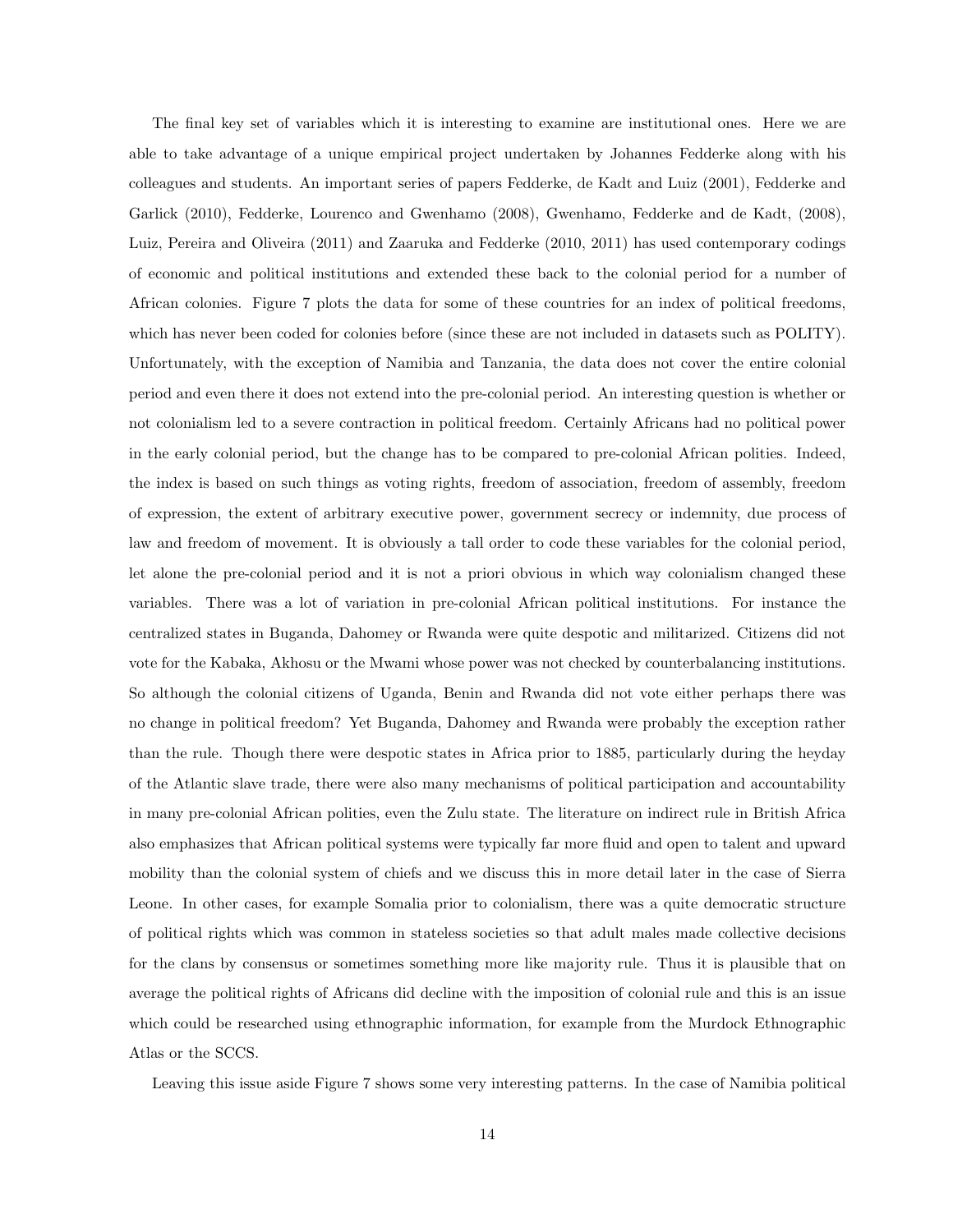The final key set of variables which it is interesting to examine are institutional ones. Here we are able to take advantage of a unique empirical project undertaken by Johannes Fedderke along with his colleagues and students. An important series of papers Fedderke, de Kadt and Luiz (2001), Fedderke and Garlick (2010), Fedderke, Lourenco and Gwenhamo (2008), Gwenhamo, Fedderke and de Kadt, (2008), Luiz, Pereira and Oliveira (2011) and Zaaruka and Fedderke (2010, 2011) has used contemporary codings of economic and political institutions and extended these back to the colonial period for a number of African colonies. Figure 7 plots the data for some of these countries for an index of political freedoms, which has never been coded for colonies before (since these are not included in datasets such as POLITY). Unfortunately, with the exception of Namibia and Tanzania, the data does not cover the entire colonial period and even there it does not extend into the pre-colonial period. An interesting question is whether or not colonialism led to a severe contraction in political freedom. Certainly Africans had no political power in the early colonial period, but the change has to be compared to pre-colonial African polities. Indeed, the index is based on such things as voting rights, freedom of association, freedom of assembly, freedom of expression, the extent of arbitrary executive power, government secrecy or indemnity, due process of law and freedom of movement. It is obviously a tall order to code these variables for the colonial period, let alone the pre-colonial period and it is not a priori obvious in which way colonialism changed these variables. There was a lot of variation in pre-colonial African political institutions. For instance the centralized states in Buganda, Dahomey or Rwanda were quite despotic and militarized. Citizens did not vote for the Kabaka, Akhosu or the Mwami whose power was not checked by counterbalancing institutions. So although the colonial citizens of Uganda, Benin and Rwanda did not vote either perhaps there was no change in political freedom? Yet Buganda, Dahomey and Rwanda were probably the exception rather than the rule. Though there were despotic states in Africa prior to 1885, particularly during the heyday of the Atlantic slave trade, there were also many mechanisms of political participation and accountability in many pre-colonial African polities, even the Zulu state. The literature on indirect rule in British Africa also emphasizes that African political systems were typically far more fluid and open to talent and upward mobility than the colonial system of chiefs and we discuss this in more detail later in the case of Sierra Leone. In other cases, for example Somalia prior to colonialism, there was a quite democratic structure of political rights which was common in stateless societies so that adult males made collective decisions for the clans by consensus or sometimes something more like majority rule. Thus it is plausible that on average the political rights of Africans did decline with the imposition of colonial rule and this is an issue which could be researched using ethnographic information, for example from the Murdock Ethnographic Atlas or the SCCS.

Leaving this issue aside Figure 7 shows some very interesting patterns. In the case of Namibia political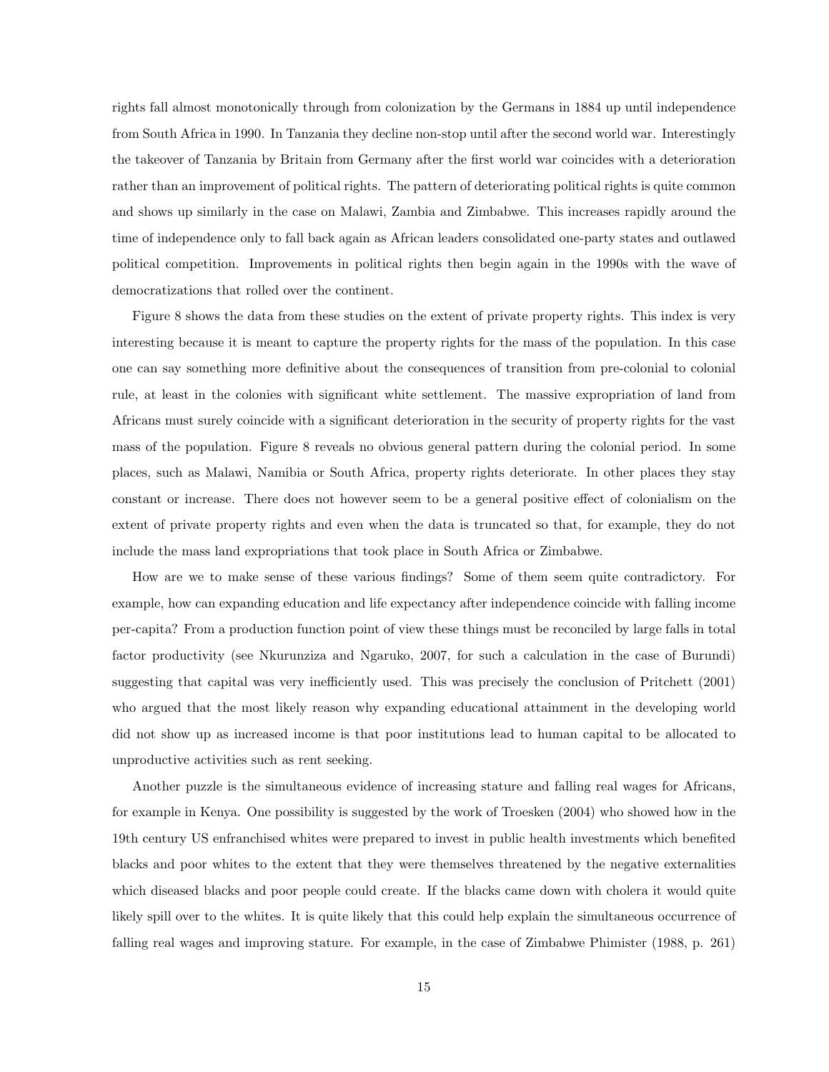rights fall almost monotonically through from colonization by the Germans in 1884 up until independence from South Africa in 1990. In Tanzania they decline non-stop until after the second world war. Interestingly the takeover of Tanzania by Britain from Germany after the first world war coincides with a deterioration rather than an improvement of political rights. The pattern of deteriorating political rights is quite common and shows up similarly in the case on Malawi, Zambia and Zimbabwe. This increases rapidly around the time of independence only to fall back again as African leaders consolidated one-party states and outlawed political competition. Improvements in political rights then begin again in the 1990s with the wave of democratizations that rolled over the continent.

Figure 8 shows the data from these studies on the extent of private property rights. This index is very interesting because it is meant to capture the property rights for the mass of the population. In this case one can say something more definitive about the consequences of transition from pre-colonial to colonial rule, at least in the colonies with significant white settlement. The massive expropriation of land from Africans must surely coincide with a significant deterioration in the security of property rights for the vast mass of the population. Figure 8 reveals no obvious general pattern during the colonial period. In some places, such as Malawi, Namibia or South Africa, property rights deteriorate. In other places they stay constant or increase. There does not however seem to be a general positive effect of colonialism on the extent of private property rights and even when the data is truncated so that, for example, they do not include the mass land expropriations that took place in South Africa or Zimbabwe.

How are we to make sense of these various findings? Some of them seem quite contradictory. For example, how can expanding education and life expectancy after independence coincide with falling income per-capita? From a production function point of view these things must be reconciled by large falls in total factor productivity (see Nkurunziza and Ngaruko, 2007, for such a calculation in the case of Burundi) suggesting that capital was very inefficiently used. This was precisely the conclusion of Pritchett (2001) who argued that the most likely reason why expanding educational attainment in the developing world did not show up as increased income is that poor institutions lead to human capital to be allocated to unproductive activities such as rent seeking.

Another puzzle is the simultaneous evidence of increasing stature and falling real wages for Africans, for example in Kenya. One possibility is suggested by the work of Troesken (2004) who showed how in the 19th century US enfranchised whites were prepared to invest in public health investments which benefited blacks and poor whites to the extent that they were themselves threatened by the negative externalities which diseased blacks and poor people could create. If the blacks came down with cholera it would quite likely spill over to the whites. It is quite likely that this could help explain the simultaneous occurrence of falling real wages and improving stature. For example, in the case of Zimbabwe Phimister (1988, p. 261)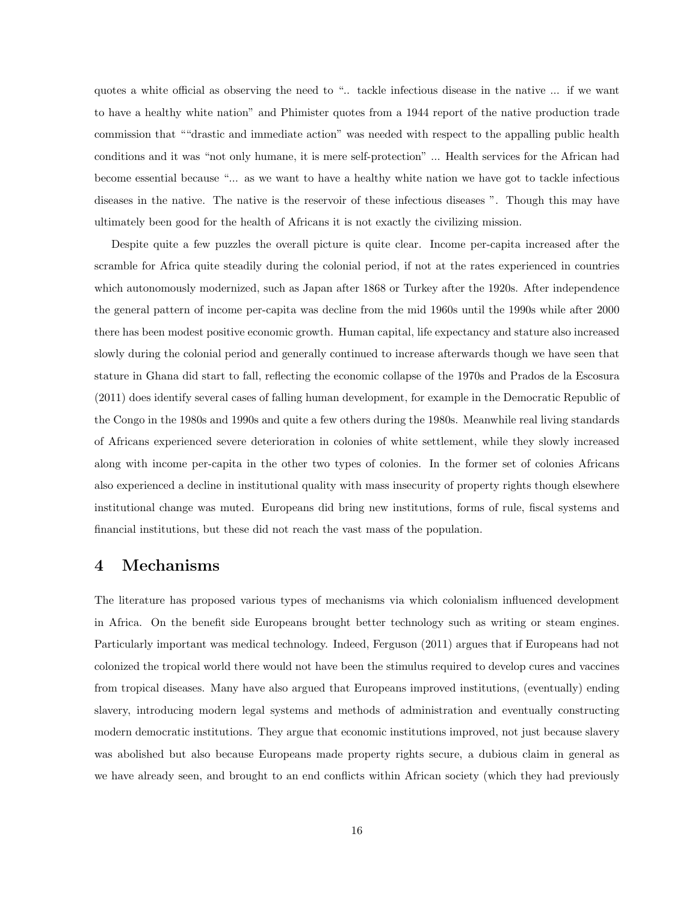quotes a white official as observing the need to ".. tackle infectious disease in the native ... if we want to have a healthy white nation" and Phimister quotes from a 1944 report of the native production trade commission that ""drastic and immediate action" was needed with respect to the appalling public health conditions and it was "not only humane, it is mere self-protection" ... Health services for the African had become essential because "... as we want to have a healthy white nation we have got to tackle infectious diseases in the native. The native is the reservoir of these infectious diseases ". Though this may have ultimately been good for the health of Africans it is not exactly the civilizing mission.

Despite quite a few puzzles the overall picture is quite clear. Income per-capita increased after the scramble for Africa quite steadily during the colonial period, if not at the rates experienced in countries which autonomously modernized, such as Japan after 1868 or Turkey after the 1920s. After independence the general pattern of income per-capita was decline from the mid 1960s until the 1990s while after 2000 there has been modest positive economic growth. Human capital, life expectancy and stature also increased slowly during the colonial period and generally continued to increase afterwards though we have seen that stature in Ghana did start to fall, reflecting the economic collapse of the 1970s and Prados de la Escosura (2011) does identify several cases of falling human development, for example in the Democratic Republic of the Congo in the 1980s and 1990s and quite a few others during the 1980s. Meanwhile real living standards of Africans experienced severe deterioration in colonies of white settlement, while they slowly increased along with income per-capita in the other two types of colonies. In the former set of colonies Africans also experienced a decline in institutional quality with mass insecurity of property rights though elsewhere institutional change was muted. Europeans did bring new institutions, forms of rule, fiscal systems and financial institutions, but these did not reach the vast mass of the population.

# 4 Mechanisms

The literature has proposed various types of mechanisms via which colonialism influenced development in Africa. On the benefit side Europeans brought better technology such as writing or steam engines. Particularly important was medical technology. Indeed, Ferguson (2011) argues that if Europeans had not colonized the tropical world there would not have been the stimulus required to develop cures and vaccines from tropical diseases. Many have also argued that Europeans improved institutions, (eventually) ending slavery, introducing modern legal systems and methods of administration and eventually constructing modern democratic institutions. They argue that economic institutions improved, not just because slavery was abolished but also because Europeans made property rights secure, a dubious claim in general as we have already seen, and brought to an end conflicts within African society (which they had previously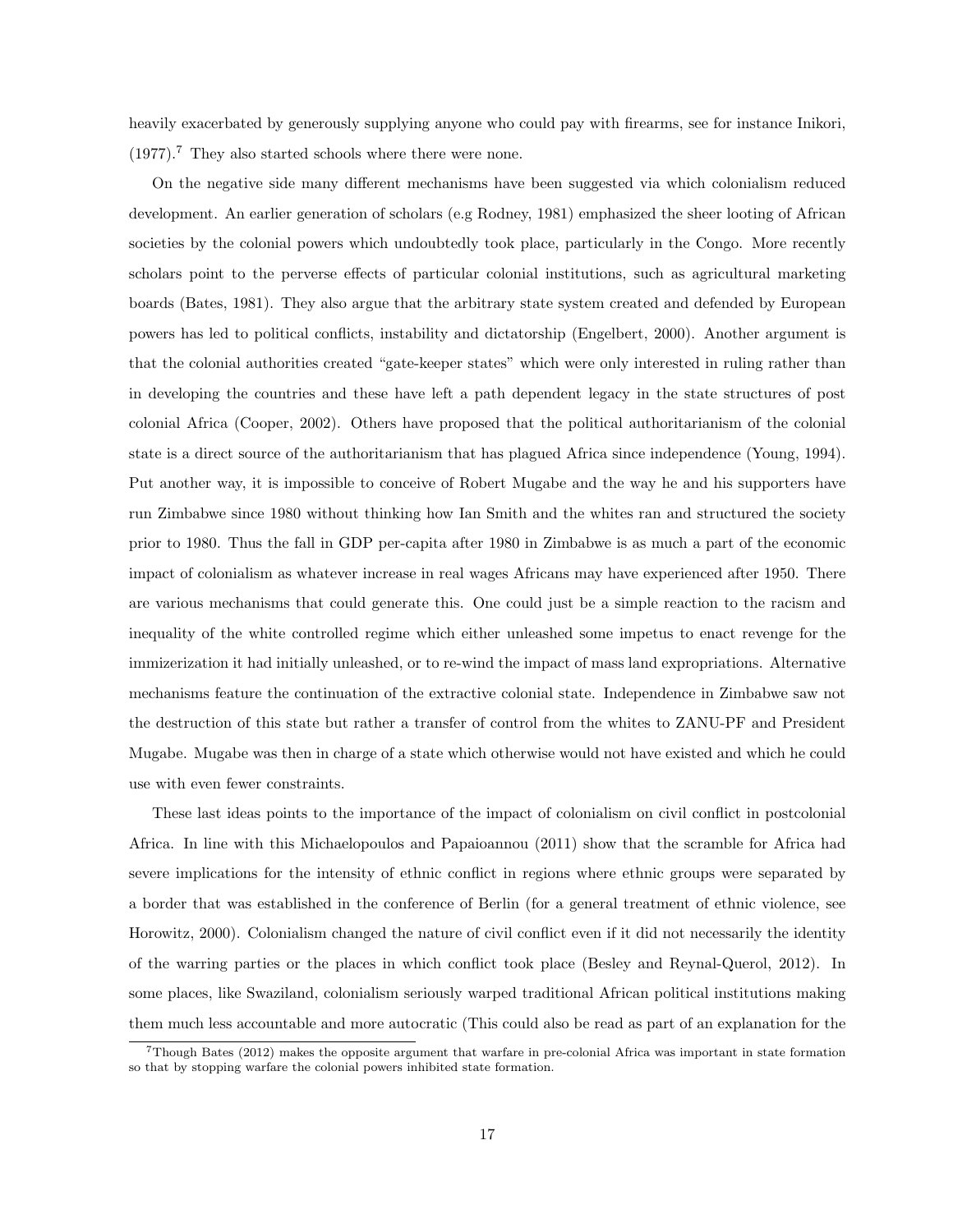heavily exacerbated by generously supplying anyone who could pay with firearms, see for instance Inikori, (1977).[7] They also started schools where there were none.

On the negative side many different mechanisms have been suggested via which colonialism reduced development. An earlier generation of scholars (e.g Rodney, 1981) emphasized the sheer looting of African societies by the colonial powers which undoubtedly took place, particularly in the Congo. More recently scholars point to the perverse effects of particular colonial institutions, such as agricultural marketing boards (Bates, 1981). They also argue that the arbitrary state system created and defended by European powers has led to political conflicts, instability and dictatorship (Engelbert, 2000). Another argument is that the colonial authorities created "gate-keeper states" which were only interested in ruling rather than in developing the countries and these have left a path dependent legacy in the state structures of post colonial Africa (Cooper, 2002). Others have proposed that the political authoritarianism of the colonial state is a direct source of the authoritarianism that has plagued Africa since independence (Young, 1994). Put another way, it is impossible to conceive of Robert Mugabe and the way he and his supporters have run Zimbabwe since 1980 without thinking how Ian Smith and the whites ran and structured the society prior to 1980. Thus the fall in GDP per-capita after 1980 in Zimbabwe is as much a part of the economic impact of colonialism as whatever increase in real wages Africans may have experienced after 1950. There are various mechanisms that could generate this. One could just be a simple reaction to the racism and inequality of the white controlled regime which either unleashed some impetus to enact revenge for the immizerization it had initially unleashed, or to re-wind the impact of mass land expropriations. Alternative mechanisms feature the continuation of the extractive colonial state. Independence in Zimbabwe saw not the destruction of this state but rather a transfer of control from the whites to ZANU-PF and President Mugabe. Mugabe was then in charge of a state which otherwise would not have existed and which he could use with even fewer constraints.

These last ideas points to the importance of the impact of colonialism on civil conflict in postcolonial Africa. In line with this Michaelopoulos and Papaioannou (2011) show that the scramble for Africa had severe implications for the intensity of ethnic conflict in regions where ethnic groups were separated by a border that was established in the conference of Berlin (for a general treatment of ethnic violence, see Horowitz, 2000). Colonialism changed the nature of civil conflict even if it did not necessarily the identity of the warring parties or the places in which conflict took place (Besley and Reynal-Querol, 2012). In some places, like Swaziland, colonialism seriously warped traditional African political institutions making them much less accountable and more autocratic (This could also be read as part of an explanation for the

[7] Though Bates (2012) makes the opposite argument that warfare in pre-colonial Africa was important in state formation so that by stopping warfare the colonial powers inhibited state formation.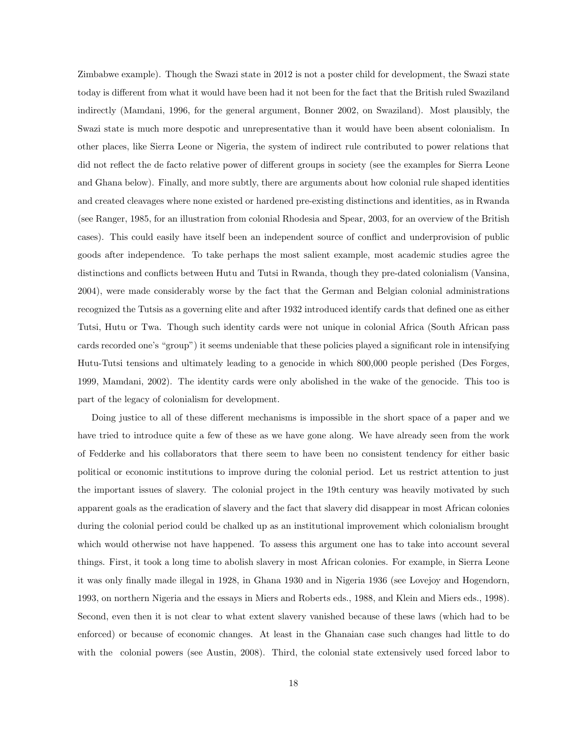Zimbabwe example). Though the Swazi state in 2012 is not a poster child for development, the Swazi state today is different from what it would have been had it not been for the fact that the British ruled Swaziland indirectly (Mamdani, 1996, for the general argument, Bonner 2002, on Swaziland). Most plausibly, the Swazi state is much more despotic and unrepresentative than it would have been absent colonialism. In other places, like Sierra Leone or Nigeria, the system of indirect rule contributed to power relations that did not reflect the de facto relative power of different groups in society (see the examples for Sierra Leone and Ghana below). Finally, and more subtly, there are arguments about how colonial rule shaped identities and created cleavages where none existed or hardened pre-existing distinctions and identities, as in Rwanda (see Ranger, 1985, for an illustration from colonial Rhodesia and Spear, 2003, for an overview of the British cases). This could easily have itself been an independent source of conflict and underprovision of public goods after independence. To take perhaps the most salient example, most academic studies agree the distinctions and conflicts between Hutu and Tutsi in Rwanda, though they pre-dated colonialism (Vansina, 2004), were made considerably worse by the fact that the German and Belgian colonial administrations recognized the Tutsis as a governing elite and after 1932 introduced identify cards that defined one as either Tutsi, Hutu or Twa. Though such identity cards were not unique in colonial Africa (South African pass cards recorded one's "group") it seems undeniable that these policies played a significant role in intensifying Hutu-Tutsi tensions and ultimately leading to a genocide in which 800,000 people perished (Des Forges, 1999, Mamdani, 2002). The identity cards were only abolished in the wake of the genocide. This too is part of the legacy of colonialism for development.

Doing justice to all of these different mechanisms is impossible in the short space of a paper and we have tried to introduce quite a few of these as we have gone along. We have already seen from the work of Fedderke and his collaborators that there seem to have been no consistent tendency for either basic political or economic institutions to improve during the colonial period. Let us restrict attention to just the important issues of slavery. The colonial project in the 19th century was heavily motivated by such apparent goals as the eradication of slavery and the fact that slavery did disappear in most African colonies during the colonial period could be chalked up as an institutional improvement which colonialism brought which would otherwise not have happened. To assess this argument one has to take into account several things. First, it took a long time to abolish slavery in most African colonies. For example, in Sierra Leone it was only finally made illegal in 1928, in Ghana 1930 and in Nigeria 1936 (see Lovejoy and Hogendorn, 1993, on northern Nigeria and the essays in Miers and Roberts eds., 1988, and Klein and Miers eds., 1998). Second, even then it is not clear to what extent slavery vanished because of these laws (which had to be enforced) or because of economic changes. At least in the Ghanaian case such changes had little to do with the colonial powers (see Austin, 2008). Third, the colonial state extensively used forced labor to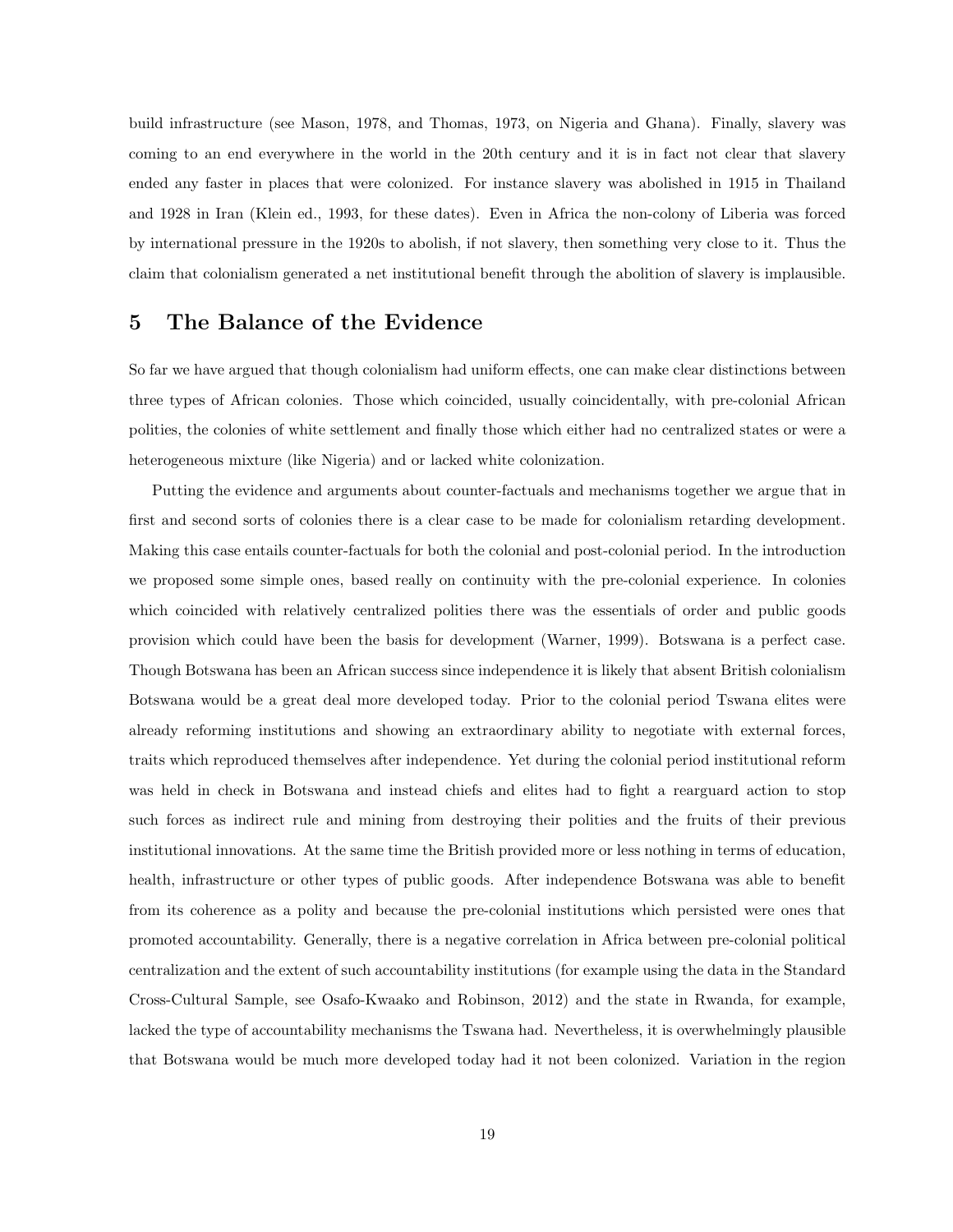build infrastructure (see Mason, 1978, and Thomas, 1973, on Nigeria and Ghana). Finally, slavery was coming to an end everywhere in the world in the 20th century and it is in fact not clear that slavery ended any faster in places that were colonized. For instance slavery was abolished in 1915 in Thailand and 1928 in Iran (Klein ed., 1993, for these dates). Even in Africa the non-colony of Liberia was forced by international pressure in the 1920s to abolish, if not slavery, then something very close to it. Thus the claim that colonialism generated a net institutional benefit through the abolition of slavery is implausible.

## 5 The Balance of the Evidence

So far we have argued that though colonialism had uniform effects, one can make clear distinctions between three types of African colonies. Those which coincided, usually coincidentally, with pre-colonial African polities, the colonies of white settlement and finally those which either had no centralized states or were a heterogeneous mixture (like Nigeria) and or lacked white colonization.

Putting the evidence and arguments about counter-factuals and mechanisms together we argue that in first and second sorts of colonies there is a clear case to be made for colonialism retarding development. Making this case entails counter-factuals for both the colonial and post-colonial period. In the introduction we proposed some simple ones, based really on continuity with the pre-colonial experience. In colonies which coincided with relatively centralized polities there was the essentials of order and public goods provision which could have been the basis for development (Warner, 1999). Botswana is a perfect case. Though Botswana has been an African success since independence it is likely that absent British colonialism Botswana would be a great deal more developed today. Prior to the colonial period Tswana elites were already reforming institutions and showing an extraordinary ability to negotiate with external forces, traits which reproduced themselves after independence. Yet during the colonial period institutional reform was held in check in Botswana and instead chiefs and elites had to fight a rearguard action to stop such forces as indirect rule and mining from destroying their polities and the fruits of their previous institutional innovations. At the same time the British provided more or less nothing in terms of education, health, infrastructure or other types of public goods. After independence Botswana was able to benefit from its coherence as a polity and because the pre-colonial institutions which persisted were ones that promoted accountability. Generally, there is a negative correlation in Africa between pre-colonial political centralization and the extent of such accountability institutions (for example using the data in the Standard Cross-Cultural Sample, see Osafo-Kwaako and Robinson, 2012) and the state in Rwanda, for example, lacked the type of accountability mechanisms the Tswana had. Nevertheless, it is overwhelmingly plausible that Botswana would be much more developed today had it not been colonized. Variation in the region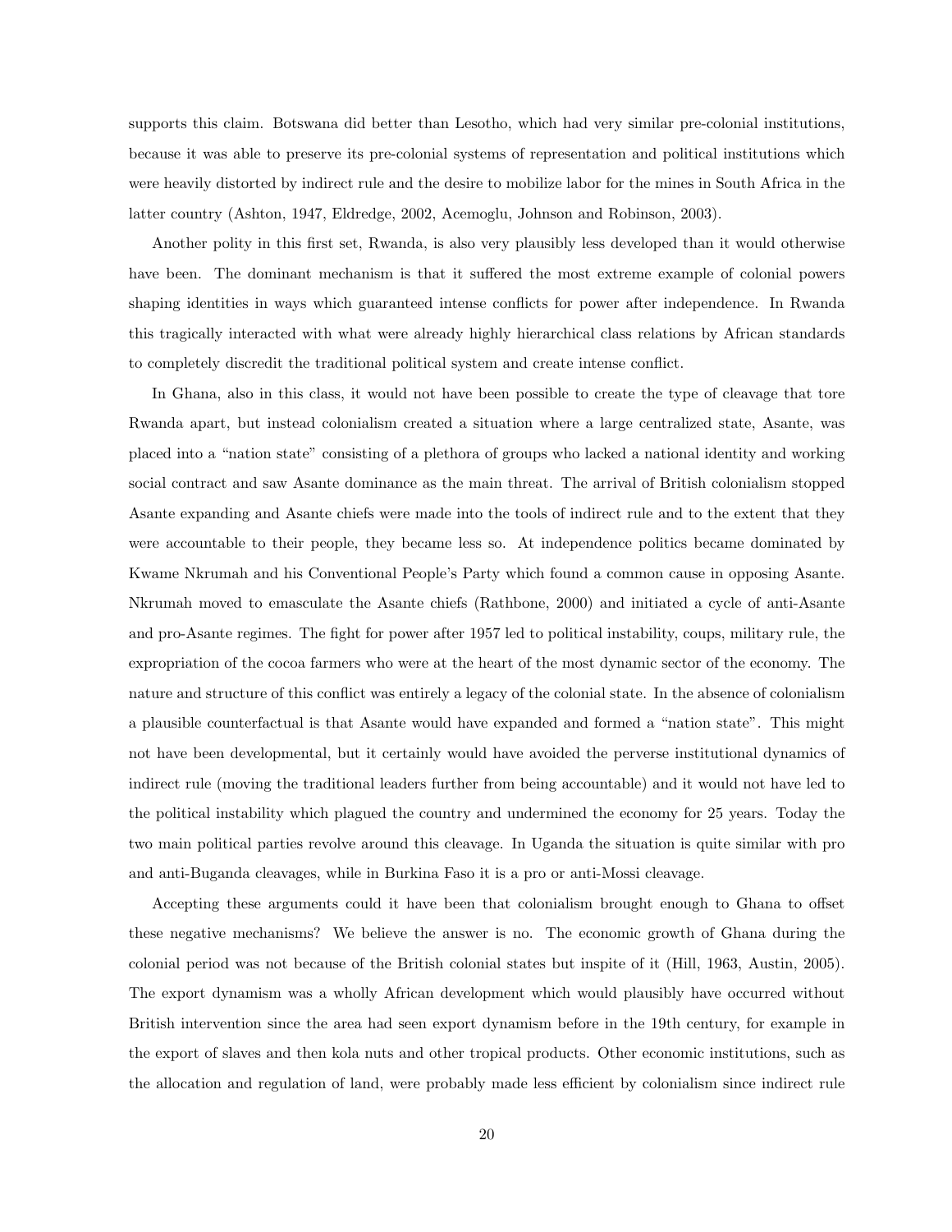supports this claim. Botswana did better than Lesotho, which had very similar pre-colonial institutions, because it was able to preserve its pre-colonial systems of representation and political institutions which were heavily distorted by indirect rule and the desire to mobilize labor for the mines in South Africa in the latter country (Ashton, 1947, Eldredge, 2002, Acemoglu, Johnson and Robinson, 2003).

Another polity in this first set, Rwanda, is also very plausibly less developed than it would otherwise have been. The dominant mechanism is that it suffered the most extreme example of colonial powers shaping identities in ways which guaranteed intense conflicts for power after independence. In Rwanda this tragically interacted with what were already highly hierarchical class relations by African standards to completely discredit the traditional political system and create intense conflict.

In Ghana, also in this class, it would not have been possible to create the type of cleavage that tore Rwanda apart, but instead colonialism created a situation where a large centralized state, Asante, was placed into a "nation state" consisting of a plethora of groups who lacked a national identity and working social contract and saw Asante dominance as the main threat. The arrival of British colonialism stopped Asante expanding and Asante chiefs were made into the tools of indirect rule and to the extent that they were accountable to their people, they became less so. At independence politics became dominated by Kwame Nkrumah and his Conventional People's Party which found a common cause in opposing Asante. Nkrumah moved to emasculate the Asante chiefs (Rathbone, 2000) and initiated a cycle of anti-Asante and pro-Asante regimes. The fight for power after 1957 led to political instability, coups, military rule, the expropriation of the cocoa farmers who were at the heart of the most dynamic sector of the economy. The nature and structure of this conflict was entirely a legacy of the colonial state. In the absence of colonialism a plausible counterfactual is that Asante would have expanded and formed a "nation state". This might not have been developmental, but it certainly would have avoided the perverse institutional dynamics of indirect rule (moving the traditional leaders further from being accountable) and it would not have led to the political instability which plagued the country and undermined the economy for 25 years. Today the two main political parties revolve around this cleavage. In Uganda the situation is quite similar with pro and anti-Buganda cleavages, while in Burkina Faso it is a pro or anti-Mossi cleavage.

Accepting these arguments could it have been that colonialism brought enough to Ghana to offset these negative mechanisms? We believe the answer is no. The economic growth of Ghana during the colonial period was not because of the British colonial states but inspite of it (Hill, 1963, Austin, 2005). The export dynamism was a wholly African development which would plausibly have occurred without British intervention since the area had seen export dynamism before in the 19th century, for example in the export of slaves and then kola nuts and other tropical products. Other economic institutions, such as the allocation and regulation of land, were probably made less efficient by colonialism since indirect rule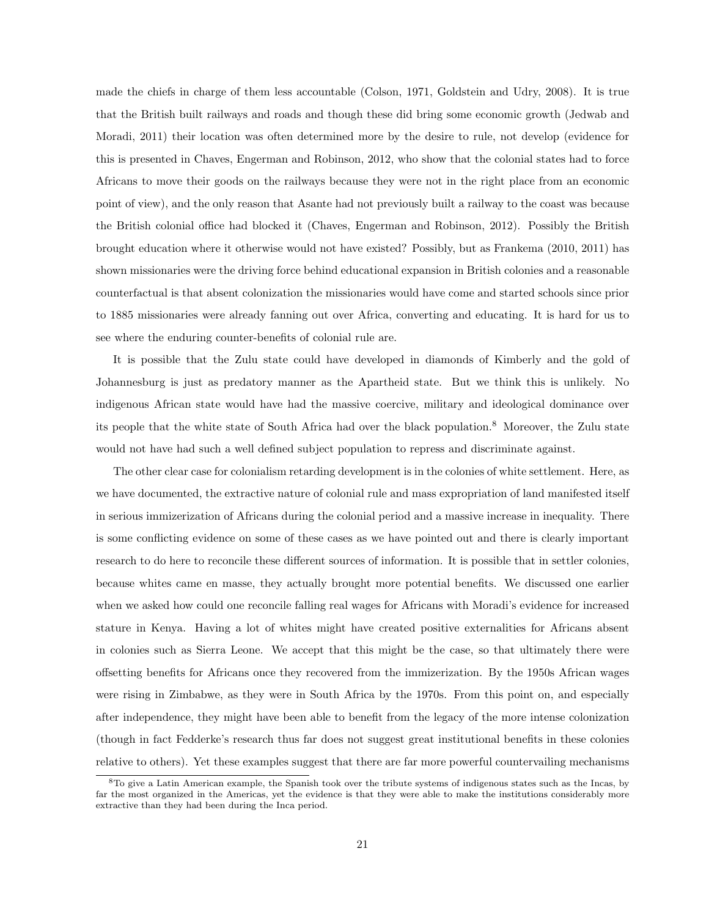made the chiefs in charge of them less accountable (Colson, 1971, Goldstein and Udry, 2008). It is true that the British built railways and roads and though these did bring some economic growth (Jedwab and Moradi, 2011) their location was often determined more by the desire to rule, not develop (evidence for this is presented in Chaves, Engerman and Robinson, 2012, who show that the colonial states had to force Africans to move their goods on the railways because they were not in the right place from an economic point of view), and the only reason that Asante had not previously built a railway to the coast was because the British colonial office had blocked it (Chaves, Engerman and Robinson, 2012). Possibly the British brought education where it otherwise would not have existed? Possibly, but as Frankema (2010, 2011) has shown missionaries were the driving force behind educational expansion in British colonies and a reasonable counterfactual is that absent colonization the missionaries would have come and started schools since prior to 1885 missionaries were already fanning out over Africa, converting and educating. It is hard for us to see where the enduring counter-benefits of colonial rule are.

It is possible that the Zulu state could have developed in diamonds of Kimberly and the gold of Johannesburg is just as predatory manner as the Apartheid state. But we think this is unlikely. No indigenous African state would have had the massive coercive, military and ideological dominance over its people that the white state of South Africa had over the black population.[8] Moreover, the Zulu state would not have had such a well defined subject population to repress and discriminate against.

The other clear case for colonialism retarding development is in the colonies of white settlement. Here, as we have documented, the extractive nature of colonial rule and mass expropriation of land manifested itself in serious immizerization of Africans during the colonial period and a massive increase in inequality. There is some conflicting evidence on some of these cases as we have pointed out and there is clearly important research to do here to reconcile these different sources of information. It is possible that in settler colonies, because whites came en masse, they actually brought more potential benefits. We discussed one earlier when we asked how could one reconcile falling real wages for Africans with Moradi's evidence for increased stature in Kenya. Having a lot of whites might have created positive externalities for Africans absent in colonies such as Sierra Leone. We accept that this might be the case, so that ultimately there were offsetting benefits for Africans once they recovered from the immizerization. By the 1950s African wages were rising in Zimbabwe, as they were in South Africa by the 1970s. From this point on, and especially after independence, they might have been able to benefit from the legacy of the more intense colonization (though in fact Fedderke's research thus far does not suggest great institutional benefits in these colonies relative to others). Yet these examples suggest that there are far more powerful countervailing mechanisms

[8] To give a Latin American example, the Spanish took over the tribute systems of indigenous states such as the Incas, by far the most organized in the Americas, yet the evidence is that they were able to make the institutions considerably more extractive than they had been during the Inca period.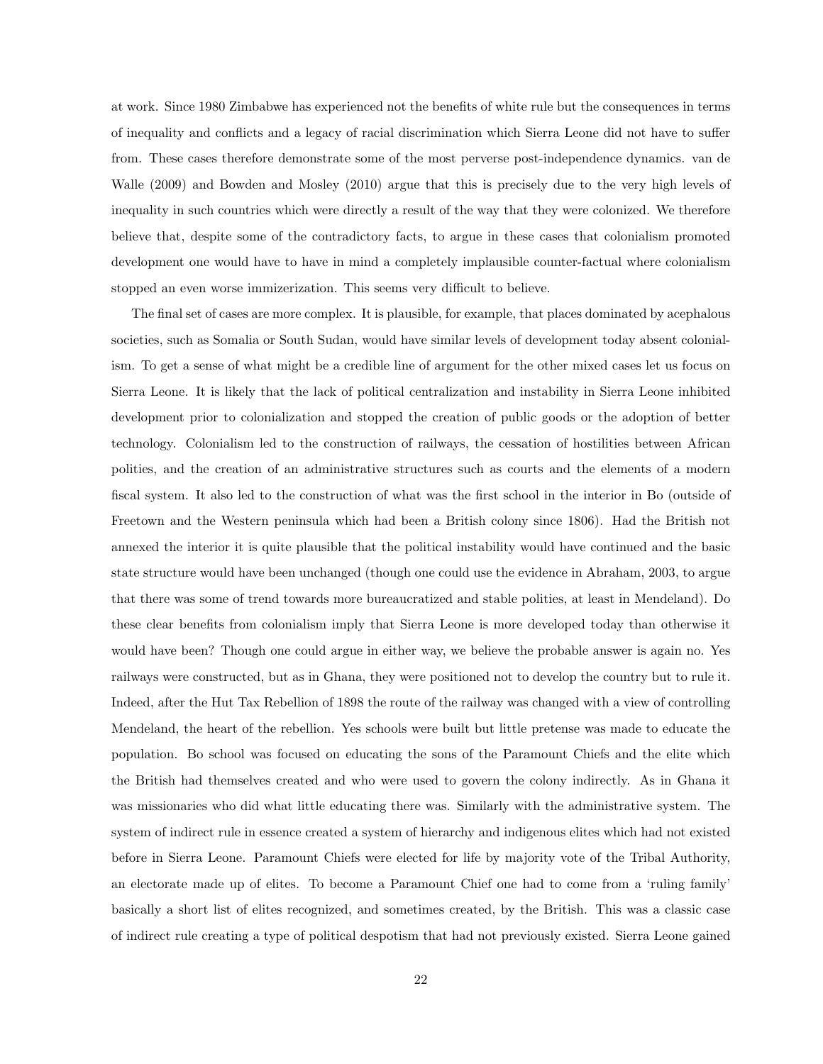at work. Since 1980 Zimbabwe has experienced not the benefits of white rule but the consequences in terms of inequality and conflicts and a legacy of racial discrimination which Sierra Leone did not have to suffer from. These cases therefore demonstrate some of the most perverse post-independence dynamics. van de Walle (2009) and Bowden and Mosley (2010) argue that this is precisely due to the very high levels of inequality in such countries which were directly a result of the way that they were colonized. We therefore believe that, despite some of the contradictory facts, to argue in these cases that colonialism promoted development one would have to have in mind a completely implausible counter-factual where colonialism stopped an even worse immizerization. This seems very difficult to believe.

The final set of cases are more complex. It is plausible, for example, that places dominated by acephalous societies, such as Somalia or South Sudan, would have similar levels of development today absent colonialism. To get a sense of what might be a credible line of argument for the other mixed cases let us focus on Sierra Leone. It is likely that the lack of political centralization and instability in Sierra Leone inhibited development prior to colonialization and stopped the creation of public goods or the adoption of better technology. Colonialism led to the construction of railways, the cessation of hostilities between African polities, and the creation of an administrative structures such as courts and the elements of a modern fiscal system. It also led to the construction of what was the first school in the interior in Bo (outside of Freetown and the Western peninsula which had been a British colony since 1806). Had the British not annexed the interior it is quite plausible that the political instability would have continued and the basic state structure would have been unchanged (though one could use the evidence in Abraham, 2003, to argue that there was some of trend towards more bureaucratized and stable polities, at least in Mendeland). Do these clear benefits from colonialism imply that Sierra Leone is more developed today than otherwise it would have been? Though one could argue in either way, we believe the probable answer is again no. Yes railways were constructed, but as in Ghana, they were positioned not to develop the country but to rule it. Indeed, after the Hut Tax Rebellion of 1898 the route of the railway was changed with a view of controlling Mendeland, the heart of the rebellion. Yes schools were built but little pretense was made to educate the population. Bo school was focused on educating the sons of the Paramount Chiefs and the elite which the British had themselves created and who were used to govern the colony indirectly. As in Ghana it was missionaries who did what little educating there was. Similarly with the administrative system. The system of indirect rule in essence created a system of hierarchy and indigenous elites which had not existed before in Sierra Leone. Paramount Chiefs were elected for life by majority vote of the Tribal Authority, an electorate made up of elites. To become a Paramount Chief one had to come from a 'ruling family' basically a short list of elites recognized, and sometimes created, by the British. This was a classic case of indirect rule creating a type of political despotism that had not previously existed. Sierra Leone gained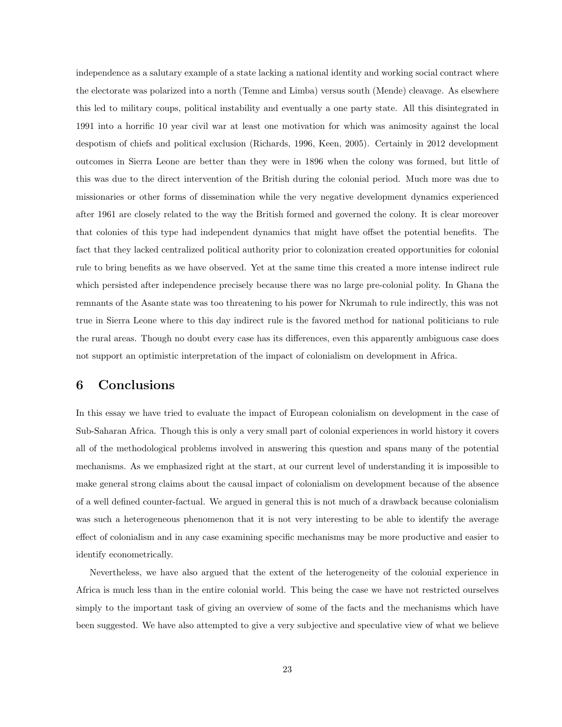independence as a salutary example of a state lacking a national identity and working social contract where the electorate was polarized into a north (Temne and Limba) versus south (Mende) cleavage. As elsewhere this led to military coups, political instability and eventually a one party state. All this disintegrated in 1991 into a horrific 10 year civil war at least one motivation for which was animosity against the local despotism of chiefs and political exclusion (Richards, 1996, Keen, 2005). Certainly in 2012 development outcomes in Sierra Leone are better than they were in 1896 when the colony was formed, but little of this was due to the direct intervention of the British during the colonial period. Much more was due to missionaries or other forms of dissemination while the very negative development dynamics experienced after 1961 are closely related to the way the British formed and governed the colony. It is clear moreover that colonies of this type had independent dynamics that might have offset the potential benefits. The fact that they lacked centralized political authority prior to colonization created opportunities for colonial rule to bring benefits as we have observed. Yet at the same time this created a more intense indirect rule which persisted after independence precisely because there was no large pre-colonial polity. In Ghana the remnants of the Asante state was too threatening to his power for Nkrumah to rule indirectly, this was not true in Sierra Leone where to this day indirect rule is the favored method for national politicians to rule the rural areas. Though no doubt every case has its differences, even this apparently ambiguous case does not support an optimistic interpretation of the impact of colonialism on development in Africa.

## 6 Conclusions

In this essay we have tried to evaluate the impact of European colonialism on development in the case of Sub-Saharan Africa. Though this is only a very small part of colonial experiences in world history it covers all of the methodological problems involved in answering this question and spans many of the potential mechanisms. As we emphasized right at the start, at our current level of understanding it is impossible to make general strong claims about the causal impact of colonialism on development because of the absence of a well defined counter-factual. We argued in general this is not much of a drawback because colonialism was such a heterogeneous phenomenon that it is not very interesting to be able to identify the average effect of colonialism and in any case examining specific mechanisms may be more productive and easier to identify econometrically.

Nevertheless, we have also argued that the extent of the heterogeneity of the colonial experience in Africa is much less than in the entire colonial world. This being the case we have not restricted ourselves simply to the important task of giving an overview of some of the facts and the mechanisms which have been suggested. We have also attempted to give a very subjective and speculative view of what we believe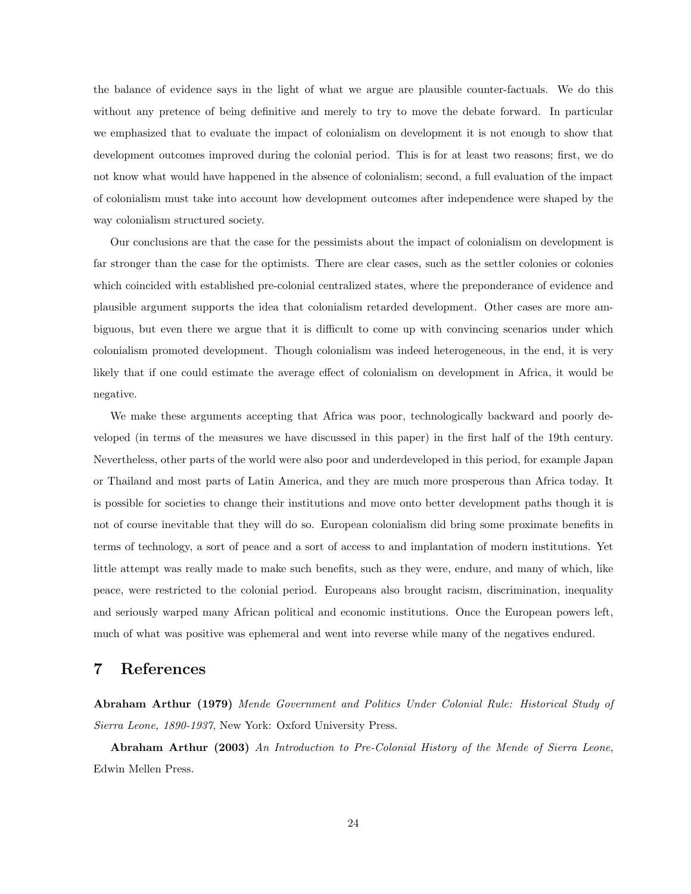the balance of evidence says in the light of what we argue are plausible counter-factuals. We do this without any pretence of being definitive and merely to try to move the debate forward. In particular we emphasized that to evaluate the impact of colonialism on development it is not enough to show that development outcomes improved during the colonial period. This is for at least two reasons; first, we do not know what would have happened in the absence of colonialism; second, a full evaluation of the impact of colonialism must take into account how development outcomes after independence were shaped by the way colonialism structured society.

Our conclusions are that the case for the pessimists about the impact of colonialism on development is far stronger than the case for the optimists. There are clear cases, such as the settler colonies or colonies which coincided with established pre-colonial centralized states, where the preponderance of evidence and plausible argument supports the idea that colonialism retarded development. Other cases are more ambiguous, but even there we argue that it is difficult to come up with convincing scenarios under which colonialism promoted development. Though colonialism was indeed heterogeneous, in the end, it is very likely that if one could estimate the average effect of colonialism on development in Africa, it would be negative.

We make these arguments accepting that Africa was poor, technologically backward and poorly developed (in terms of the measures we have discussed in this paper) in the first half of the 19th century. Nevertheless, other parts of the world were also poor and underdeveloped in this period, for example Japan or Thailand and most parts of Latin America, and they are much more prosperous than Africa today. It is possible for societies to change their institutions and move onto better development paths though it is not of course inevitable that they will do so. European colonialism did bring some proximate benefits in terms of technology, a sort of peace and a sort of access to and implantation of modern institutions. Yet little attempt was really made to make such benefits, such as they were, endure, and many of which, like peace, were restricted to the colonial period. Europeans also brought racism, discrimination, inequality and seriously warped many African political and economic institutions. Once the European powers left, much of what was positive was ephemeral and went into reverse while many of the negatives endured.

# 7 References

**Abraham Arthur (1979)** *Mende Government and Politics Under Colonial Rule: Historical Study of Sierra Leone, 1890-1937*, New York: Oxford University Press.

**Abraham Arthur (2003)** *An Introduction to Pre-Colonial History of the Mende of Sierra Leone*, Edwin Mellen Press.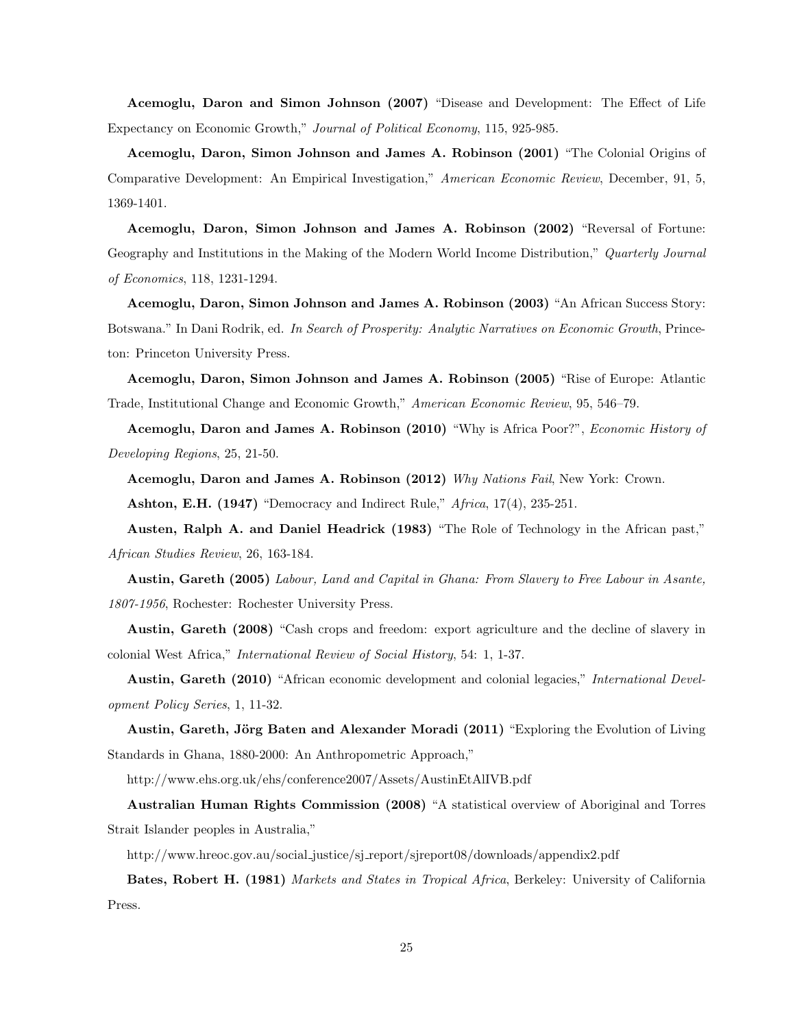**Acemoglu, Daron and Simon Johnson (2007)** "Disease and Development: The Effect of Life Expectancy on Economic Growth," *Journal of Political Economy*, 115, 925-985.

**Acemoglu, Daron, Simon Johnson and James A. Robinson (2001)** "The Colonial Origins of Comparative Development: An Empirical Investigation," *American Economic Review*, December, 91, 5, 1369-1401.

**Acemoglu, Daron, Simon Johnson and James A. Robinson (2002)** "Reversal of Fortune: Geography and Institutions in the Making of the Modern World Income Distribution," *Quarterly Journal of Economics*, 118, 1231-1294.

**Acemoglu, Daron, Simon Johnson and James A. Robinson (2003)** "An African Success Story: Botswana." In Dani Rodrik, ed. *In Search of Prosperity: Analytic Narratives on Economic Growth*, Princeton: Princeton University Press.

**Acemoglu, Daron, Simon Johnson and James A. Robinson (2005)** "Rise of Europe: Atlantic Trade, Institutional Change and Economic Growth," *American Economic Review*, 95, 546–79.

**Acemoglu, Daron and James A. Robinson (2010)** "Why is Africa Poor?", *Economic History of Developing Regions*, 25, 21-50.

**Acemoglu, Daron and James A. Robinson (2012)** *Why Nations Fail*, New York: Crown.

**Ashton, E.H. (1947)** "Democracy and Indirect Rule," *Africa*, 17(4), 235-251.

**Austen, Ralph A. and Daniel Headrick (1983)** "The Role of Technology in the African past," *African Studies Review*, 26, 163-184.

**Austin, Gareth (2005)** *Labour, Land and Capital in Ghana: From Slavery to Free Labour in Asante, 1807-1956*, Rochester: Rochester University Press.

**Austin, Gareth (2008)** "Cash crops and freedom: export agriculture and the decline of slavery in colonial West Africa," *International Review of Social History*, 54: 1, 1-37.

**Austin, Gareth (2010)** "African economic development and colonial legacies," *International Development Policy Series*, 1, 11-32.

**Austin, Gareth, Jörg Baten and Alexander Moradi (2011)** "Exploring the Evolution of Living Standards in Ghana, 1880-2000: An Anthropometric Approach,"

http://www.ehs.org.uk/ehs/conference2007/Assets/AustinEtAlIVB.pdf

**Australian Human Rights Commission (2008)** "A statistical overview of Aboriginal and Torres Strait Islander peoples in Australia,"

http://www.hreoc.gov.au/social_justice/sj_report/sjreport08/downloads/appendix2.pdf

**Bates, Robert H. (1981)** *Markets and States in Tropical Africa*, Berkeley: University of California Press.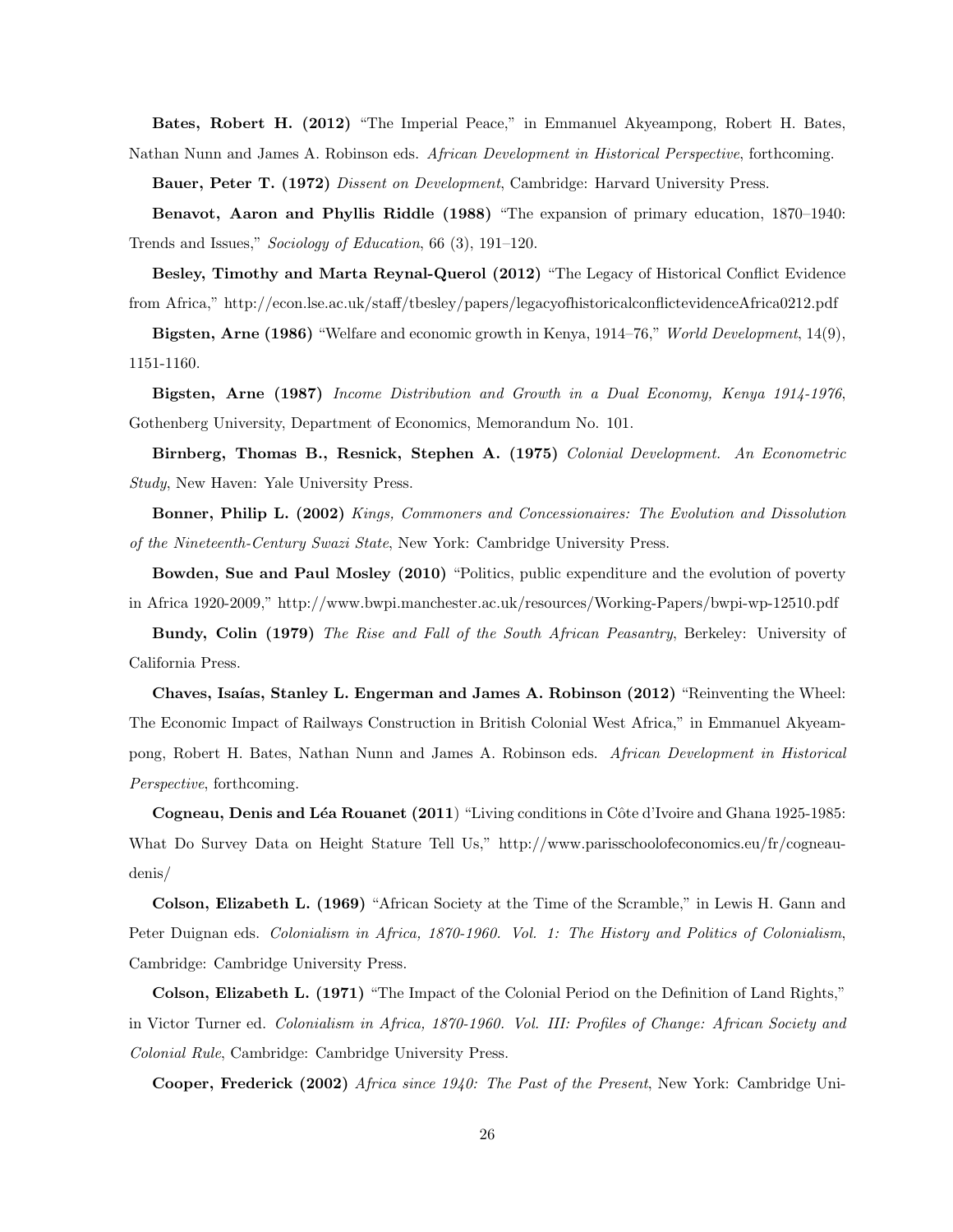**Bates, Robert H. (2012)** "The Imperial Peace," in Emmanuel Akyeampong, Robert H. Bates, Nathan Nunn and James A. Robinson eds. *African Development in Historical Perspective*, forthcoming.

**Bauer, Peter T. (1972)** *Dissent on Development*, Cambridge: Harvard University Press.

**Benavot, Aaron and Phyllis Riddle (1988)** "The expansion of primary education, 1870–1940: Trends and Issues," *Sociology of Education*, 66 (3), 191–120.

**Besley, Timothy and Marta Reynal-Querol (2012)** "The Legacy of Historical Conflict Evidence from Africa," http://econ.lse.ac.uk/staff/tbesley/papers/legacyofhistoricalconflictevidenceAfrica0212.pdf

**Bigsten, Arne (1986)** "Welfare and economic growth in Kenya, 1914–76," *World Development*, 14(9), 1151-1160.

**Bigsten, Arne (1987)** *Income Distribution and Growth in a Dual Economy, Kenya 1914-1976*, Gothenberg University, Department of Economics, Memorandum No. 101.

**Birnberg, Thomas B., Resnick, Stephen A. (1975)** *Colonial Development. An Econometric Study*, New Haven: Yale University Press.

**Bonner, Philip L. (2002)** *Kings, Commoners and Concessionaires: The Evolution and Dissolution of the Nineteenth-Century Swazi State*, New York: Cambridge University Press.

**Bowden, Sue and Paul Mosley (2010)** "Politics, public expenditure and the evolution of poverty in Africa 1920-2009," http://www.bwpi.manchester.ac.uk/resources/Working-Papers/bwpi-wp-12510.pdf

**Bundy, Colin (1979)** *The Rise and Fall of the South African Peasantry*, Berkeley: University of California Press.

**Chaves, Isaías, Stanley L. Engerman and James A. Robinson (2012)** "Reinventing the Wheel: The Economic Impact of Railways Construction in British Colonial West Africa," in Emmanuel Akyeampong, Robert H. Bates, Nathan Nunn and James A. Robinson eds. *African Development in Historical Perspective*, forthcoming.

**Cogneau, Denis and Léa Rouanet (2011)** "Living conditions in Côte d'Ivoire and Ghana 1925-1985: What Do Survey Data on Height Stature Tell Us," http://www.parisschoolofeconomics.eu/fr/cogneau-denis/

**Colson, Elizabeth L. (1969)** "African Society at the Time of the Scramble," in Lewis H. Gann and Peter Duignan eds. *Colonialism in Africa, 1870-1960. Vol. 1: The History and Politics of Colonialism*, Cambridge: Cambridge University Press.

**Colson, Elizabeth L. (1971)** "The Impact of the Colonial Period on the Definition of Land Rights," in Victor Turner ed. *Colonialism in Africa, 1870-1960. Vol. III: Profiles of Change: African Society and Colonial Rule*, Cambridge: Cambridge University Press.

**Cooper, Frederick (2002)** *Africa since 1940: The Past of the Present*, New York: Cambridge Uni-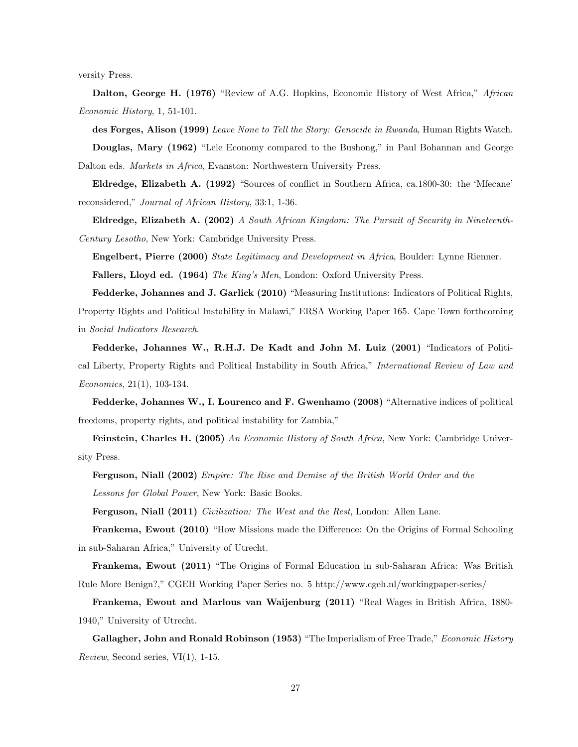versity Press.

**Dalton, George H. (1976)** "Review of A.G. Hopkins, Economic History of West Africa," *African Economic History*, 1, 51-101.

**des Forges, Alison (1999)** *Leave None to Tell the Story: Genocide in Rwanda*, Human Rights Watch.

**Douglas, Mary (1962)** "Lele Economy compared to the Bushong," in Paul Bohannan and George Dalton eds. *Markets in Africa*, Evanston: Northwestern University Press.

**Eldredge, Elizabeth A. (1992)** "Sources of conflict in Southern Africa, ca.1800-30: the 'Mfecane' reconsidered," *Journal of African History*, 33:1, 1-36.

**Eldredge, Elizabeth A. (2002)** *A South African Kingdom: The Pursuit of Security in Nineteenth-Century Lesotho*, New York: Cambridge University Press.

**Engelbert, Pierre (2000)** *State Legitimacy and Development in Africa*, Boulder: Lynne Rienner.

**Fallers, Lloyd ed. (1964)** *The King's Men*, London: Oxford University Press.

**Fedderke, Johannes and J. Garlick (2010)** "Measuring Institutions: Indicators of Political Rights, Property Rights and Political Instability in Malawi," ERSA Working Paper 165. Cape Town forthcoming in *Social Indicators Research*.

**Fedderke, Johannes W., R.H.J. De Kadt and John M. Luiz (2001)** "Indicators of Political Liberty, Property Rights and Political Instability in South Africa," *International Review of Law and Economics*, 21(1), 103-134.

**Fedderke, Johannes W., I. Lourenco and F. Gwenhamo (2008)** "Alternative indices of political freedoms, property rights, and political instability for Zambia,"

**Feinstein, Charles H. (2005)** *An Economic History of South Africa*, New York: Cambridge University Press.

**Ferguson, Niall (2002)** *Empire: The Rise and Demise of the British World Order and the Lessons for Global Power*, New York: Basic Books.

**Ferguson, Niall (2011)** *Civilization: The West and the Rest*, London: Allen Lane.

**Frankema, Ewout (2010)** "How Missions made the Difference: On the Origins of Formal Schooling in sub-Saharan Africa," University of Utrecht.

**Frankema, Ewout (2011)** "The Origins of Formal Education in sub-Saharan Africa: Was British Rule More Benign?," CGEH Working Paper Series no. 5 http://www.cgeh.nl/workingpaper-series/

**Frankema, Ewout and Marlous van Waijenburg (2011)** "Real Wages in British Africa, 1880-1940," University of Utrecht.

**Gallagher, John and Ronald Robinson (1953)** "The Imperialism of Free Trade," *Economic History Review*, Second series, VI(1), 1-15.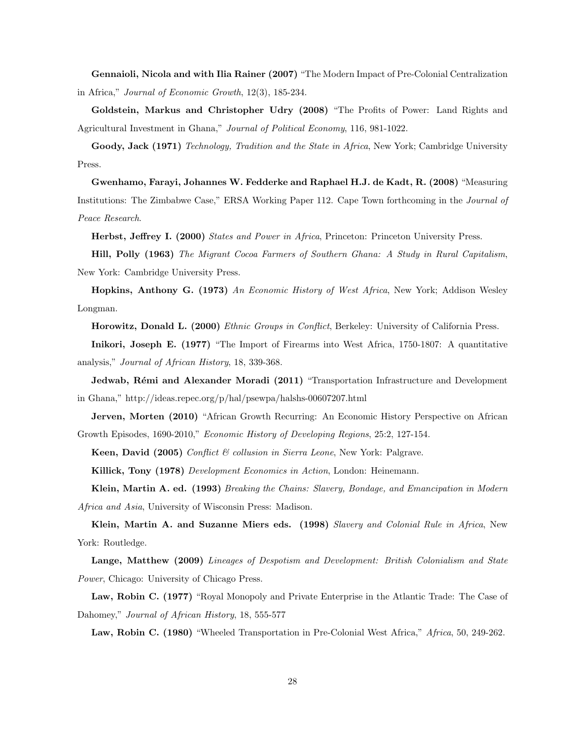**Gennaioli, Nicola and with Ilia Rainer (2007)** "The Modern Impact of Pre-Colonial Centralization in Africa," *Journal of Economic Growth*, 12(3), 185-234.

**Goldstein, Markus and Christopher Udry (2008)** "The Profits of Power: Land Rights and Agricultural Investment in Ghana," *Journal of Political Economy*, 116, 981-1022.

**Goody, Jack (1971)** *Technology, Tradition and the State in Africa*, New York; Cambridge University Press.

**Gwenhamo, Farayi, Johannes W. Fedderke and Raphael H.J. de Kadt, R. (2008)** "Measuring Institutions: The Zimbabwe Case," ERSA Working Paper 112. Cape Town forthcoming in the *Journal of Peace Research*.

**Herbst, Jeffrey I. (2000)** *States and Power in Africa*, Princeton: Princeton University Press.

**Hill, Polly (1963)** *The Migrant Cocoa Farmers of Southern Ghana: A Study in Rural Capitalism*, New York: Cambridge University Press.

**Hopkins, Anthony G. (1973)** *An Economic History of West Africa*, New York; Addison Wesley Longman.

**Horowitz, Donald L. (2000)** *Ethnic Groups in Conflict*, Berkeley: University of California Press.

**Inikori, Joseph E. (1977)** "The Import of Firearms into West Africa, 1750-1807: A quantitative analysis," *Journal of African History*, 18, 339-368.

**Jedwab, Rémi and Alexander Moradi (2011)** "Transportation Infrastructure and Development in Ghana," http://ideas.repec.org/p/hal/psewpa/halshs-00607207.html

**Jerven, Morten (2010)** "African Growth Recurring: An Economic History Perspective on African Growth Episodes, 1690-2010," *Economic History of Developing Regions*, 25:2, 127-154.

**Keen, David (2005)** *Conflict & collusion in Sierra Leone*, New York: Palgrave.

**Killick, Tony (1978)** *Development Economics in Action*, London: Heinemann.

**Klein, Martin A. ed. (1993)** *Breaking the Chains: Slavery, Bondage, and Emancipation in Modern Africa and Asia*, University of Wisconsin Press: Madison.

**Klein, Martin A. and Suzanne Miers eds. (1998)** *Slavery and Colonial Rule in Africa*, New York: Routledge.

**Lange, Matthew (2009)** *Lineages of Despotism and Development: British Colonialism and State Power*, Chicago: University of Chicago Press.

**Law, Robin C. (1977)** "Royal Monopoly and Private Enterprise in the Atlantic Trade: The Case of Dahomey," *Journal of African History*, 18, 555-577

**Law, Robin C. (1980)** "Wheeled Transportation in Pre-Colonial West Africa," *Africa*, 50, 249-262.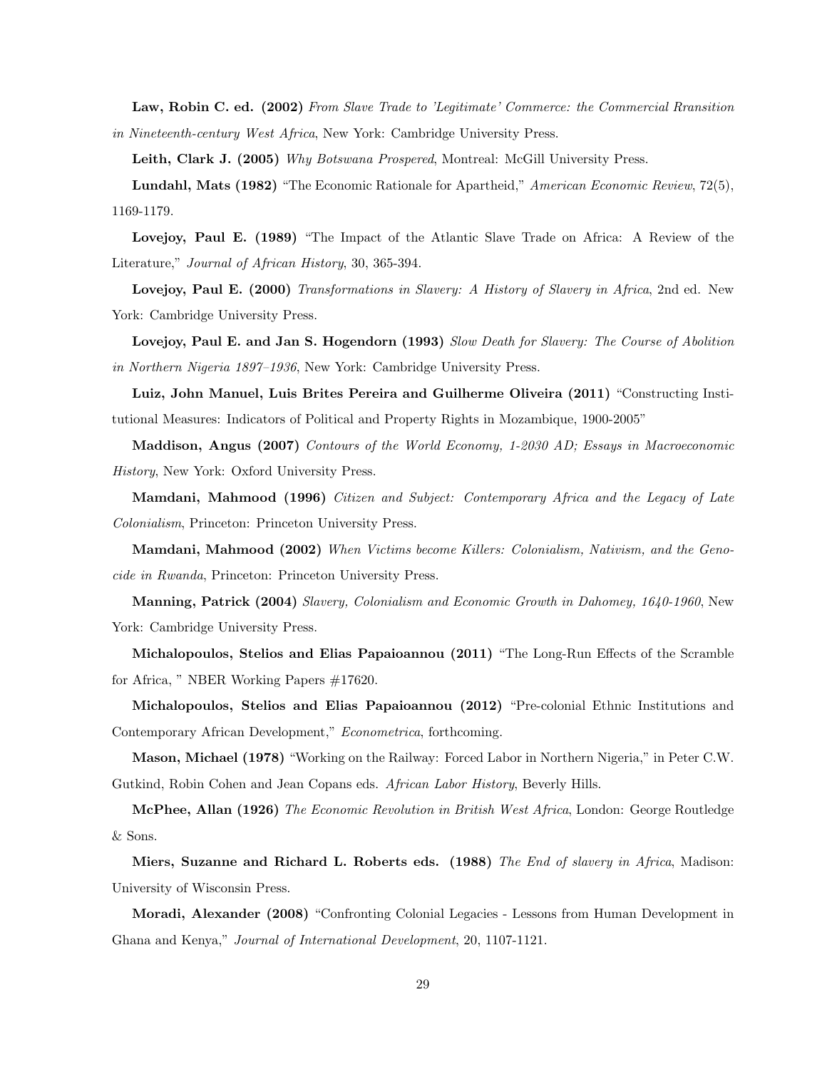**Law, Robin C. ed. (2002)** *From Slave Trade to 'Legitimate' Commerce: the Commercial Rransition in Nineteenth-century West Africa*, New York: Cambridge University Press.

**Leith, Clark J. (2005)** *Why Botswana Prospered*, Montreal: McGill University Press.

**Lundahl, Mats (1982)** "The Economic Rationale for Apartheid," *American Economic Review*, 72(5), 1169-1179.

**Lovejoy, Paul E. (1989)** "The Impact of the Atlantic Slave Trade on Africa: A Review of the Literature," *Journal of African History*, 30, 365-394.

**Lovejoy, Paul E. (2000)** *Transformations in Slavery: A History of Slavery in Africa*, 2nd ed. New York: Cambridge University Press.

**Lovejoy, Paul E. and Jan S. Hogendorn (1993)** *Slow Death for Slavery: The Course of Abolition in Northern Nigeria 1897–1936*, New York: Cambridge University Press.

**Luiz, John Manuel, Luis Brites Pereira and Guilherme Oliveira (2011)** "Constructing Institutional Measures: Indicators of Political and Property Rights in Mozambique, 1900-2005"

**Maddison, Angus (2007)** *Contours of the World Economy, 1-2030 AD; Essays in Macroeconomic History*, New York: Oxford University Press.

**Mamdani, Mahmood (1996)** *Citizen and Subject: Contemporary Africa and the Legacy of Late Colonialism*, Princeton: Princeton University Press.

**Mamdani, Mahmood (2002)** *When Victims become Killers: Colonialism, Nativism, and the Genocide in Rwanda*, Princeton: Princeton University Press.

**Manning, Patrick (2004)** *Slavery, Colonialism and Economic Growth in Dahomey, 1640-1960*, New York: Cambridge University Press.

**Michalopoulos, Stelios and Elias Papaioannou (2011)** "The Long-Run Effects of the Scramble for Africa, " NBER Working Papers #17620.

**Michalopoulos, Stelios and Elias Papaioannou (2012)** "Pre-colonial Ethnic Institutions and Contemporary African Development," *Econometrica*, forthcoming.

**Mason, Michael (1978)** "Working on the Railway: Forced Labor in Northern Nigeria," in Peter C.W. Gutkind, Robin Cohen and Jean Copans eds. *African Labor History*, Beverly Hills.

**McPhee, Allan (1926)** *The Economic Revolution in British West Africa*, London: George Routledge & Sons.

**Miers, Suzanne and Richard L. Roberts eds. (1988)** *The End of slavery in Africa*, Madison: University of Wisconsin Press.

**Moradi, Alexander (2008)** "Confronting Colonial Legacies - Lessons from Human Development in Ghana and Kenya," *Journal of International Development*, 20, 1107-1121.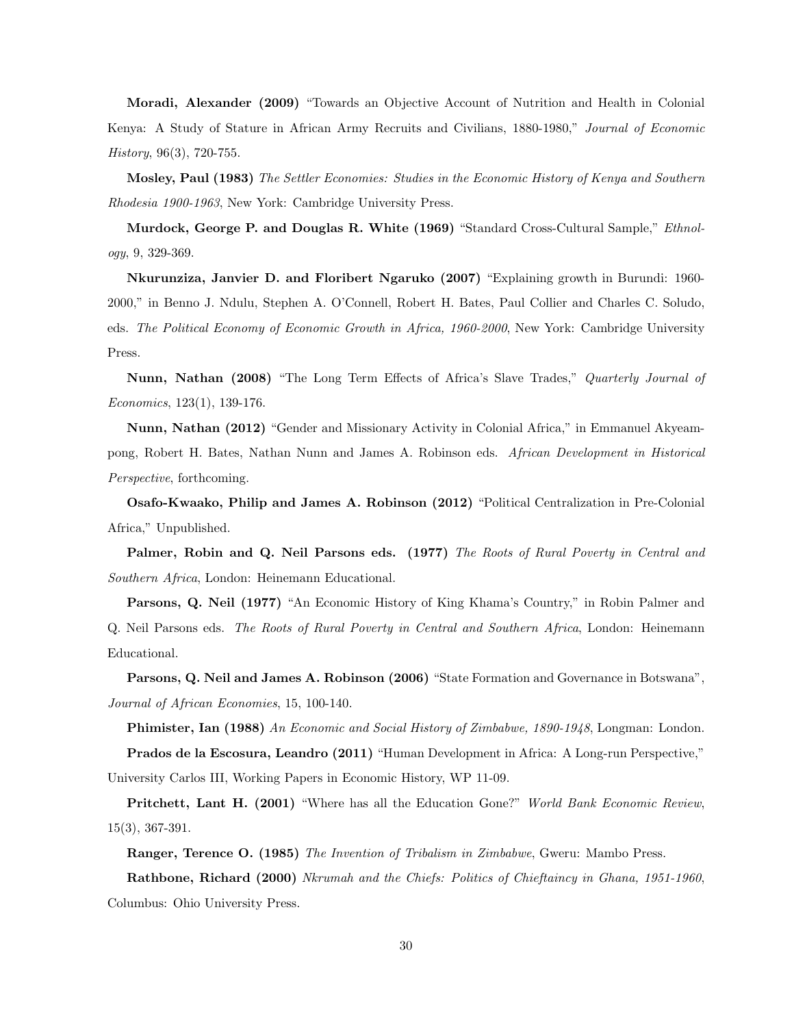**Moradi, Alexander (2009)** "Towards an Objective Account of Nutrition and Health in Colonial Kenya: A Study of Stature in African Army Recruits and Civilians, 1880-1980," *Journal of Economic History*, 96(3), 720-755.

**Mosley, Paul (1983)** *The Settler Economies: Studies in the Economic History of Kenya and Southern Rhodesia 1900-1963*, New York: Cambridge University Press.

**Murdock, George P. and Douglas R. White (1969)** "Standard Cross-Cultural Sample," *Ethnology*, 9, 329-369.

**Nkurunziza, Janvier D. and Floribert Ngaruko (2007)** "Explaining growth in Burundi: 1960-2000," in Benno J. Ndulu, Stephen A. O'Connell, Robert H. Bates, Paul Collier and Charles C. Soludo, eds. *The Political Economy of Economic Growth in Africa, 1960-2000*, New York: Cambridge University Press.

**Nunn, Nathan (2008)** "The Long Term Effects of Africa's Slave Trades," *Quarterly Journal of Economics*, 123(1), 139-176.

**Nunn, Nathan (2012)** "Gender and Missionary Activity in Colonial Africa," in Emmanuel Akyeampong, Robert H. Bates, Nathan Nunn and James A. Robinson eds. *African Development in Historical Perspective*, forthcoming.

**Osafo-Kwaako, Philip and James A. Robinson (2012)** "Political Centralization in Pre-Colonial Africa," Unpublished.

**Palmer, Robin and Q. Neil Parsons eds. (1977)** *The Roots of Rural Poverty in Central and Southern Africa*, London: Heinemann Educational.

**Parsons, Q. Neil (1977)** "An Economic History of King Khama's Country," in Robin Palmer and Q. Neil Parsons eds. *The Roots of Rural Poverty in Central and Southern Africa*, London: Heinemann Educational.

**Parsons, Q. Neil and James A. Robinson (2006)** "State Formation and Governance in Botswana", *Journal of African Economies*, 15, 100-140.

**Phimister, Ian (1988)** *An Economic and Social History of Zimbabwe, 1890-1948*, Longman: London.

**Prados de la Escosura, Leandro (2011)** "Human Development in Africa: A Long-run Perspective," University Carlos III, Working Papers in Economic History, WP 11-09.

**Pritchett, Lant H. (2001)** "Where has all the Education Gone?" *World Bank Economic Review*, 15(3), 367-391.

**Ranger, Terence O. (1985)** *The Invention of Tribalism in Zimbabwe*, Gweru: Mambo Press.

**Rathbone, Richard (2000)** *Nkrumah and the Chiefs: Politics of Chieftaincy in Ghana, 1951-1960*, Columbus: Ohio University Press.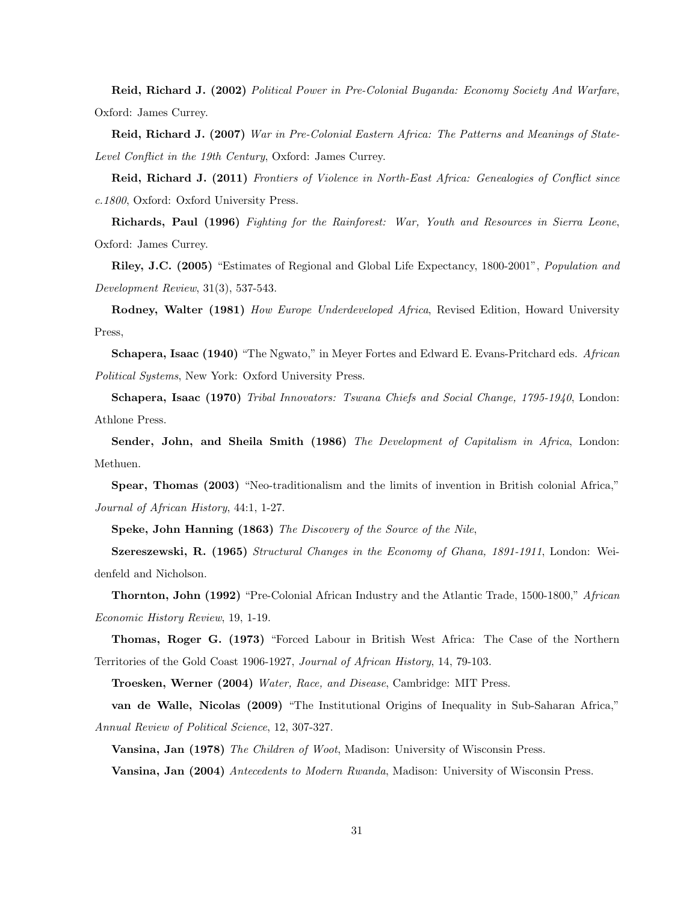**Reid, Richard J. (2002)** *Political Power in Pre-Colonial Buganda: Economy Society And Warfare*, Oxford: James Currey.

**Reid, Richard J. (2007)** *War in Pre-Colonial Eastern Africa: The Patterns and Meanings of State-Level Conflict in the 19th Century*, Oxford: James Currey.

**Reid, Richard J. (2011)** *Frontiers of Violence in North-East Africa: Genealogies of Conflict since c.1800*, Oxford: Oxford University Press.

**Richards, Paul (1996)** *Fighting for the Rainforest: War, Youth and Resources in Sierra Leone*, Oxford: James Currey.

**Riley, J.C. (2005)** "Estimates of Regional and Global Life Expectancy, 1800-2001", *Population and Development Review*, 31(3), 537-543.

**Rodney, Walter (1981)** *How Europe Underdeveloped Africa*, Revised Edition, Howard University Press,

**Schapera, Isaac (1940)** "The Ngwato," in Meyer Fortes and Edward E. Evans-Pritchard eds. *African Political Systems*, New York: Oxford University Press.

**Schapera, Isaac (1970)** *Tribal Innovators: Tswana Chiefs and Social Change, 1795-1940*, London: Athlone Press.

**Sender, John, and Sheila Smith (1986)** *The Development of Capitalism in Africa*, London: Methuen.

**Spear, Thomas (2003)** "Neo-traditionalism and the limits of invention in British colonial Africa," *Journal of African History*, 44:1, 1-27.

**Speke, John Hanning (1863)** *The Discovery of the Source of the Nile*,

**Szereszewski, R. (1965)** *Structural Changes in the Economy of Ghana, 1891-1911*, London: Weidenfeld and Nicholson.

**Thornton, John (1992)** "Pre-Colonial African Industry and the Atlantic Trade, 1500-1800," *African Economic History Review*, 19, 1-19.

**Thomas, Roger G. (1973)** "Forced Labour in British West Africa: The Case of the Northern Territories of the Gold Coast 1906-1927, *Journal of African History*, 14, 79-103.

**Troesken, Werner (2004)** *Water, Race, and Disease*, Cambridge: MIT Press.

**van de Walle, Nicolas (2009)** "The Institutional Origins of Inequality in Sub-Saharan Africa," *Annual Review of Political Science*, 12, 307-327.

**Vansina, Jan (1978)** *The Children of Woot*, Madison: University of Wisconsin Press.

**Vansina, Jan (2004)** *Antecedents to Modern Rwanda*, Madison: University of Wisconsin Press.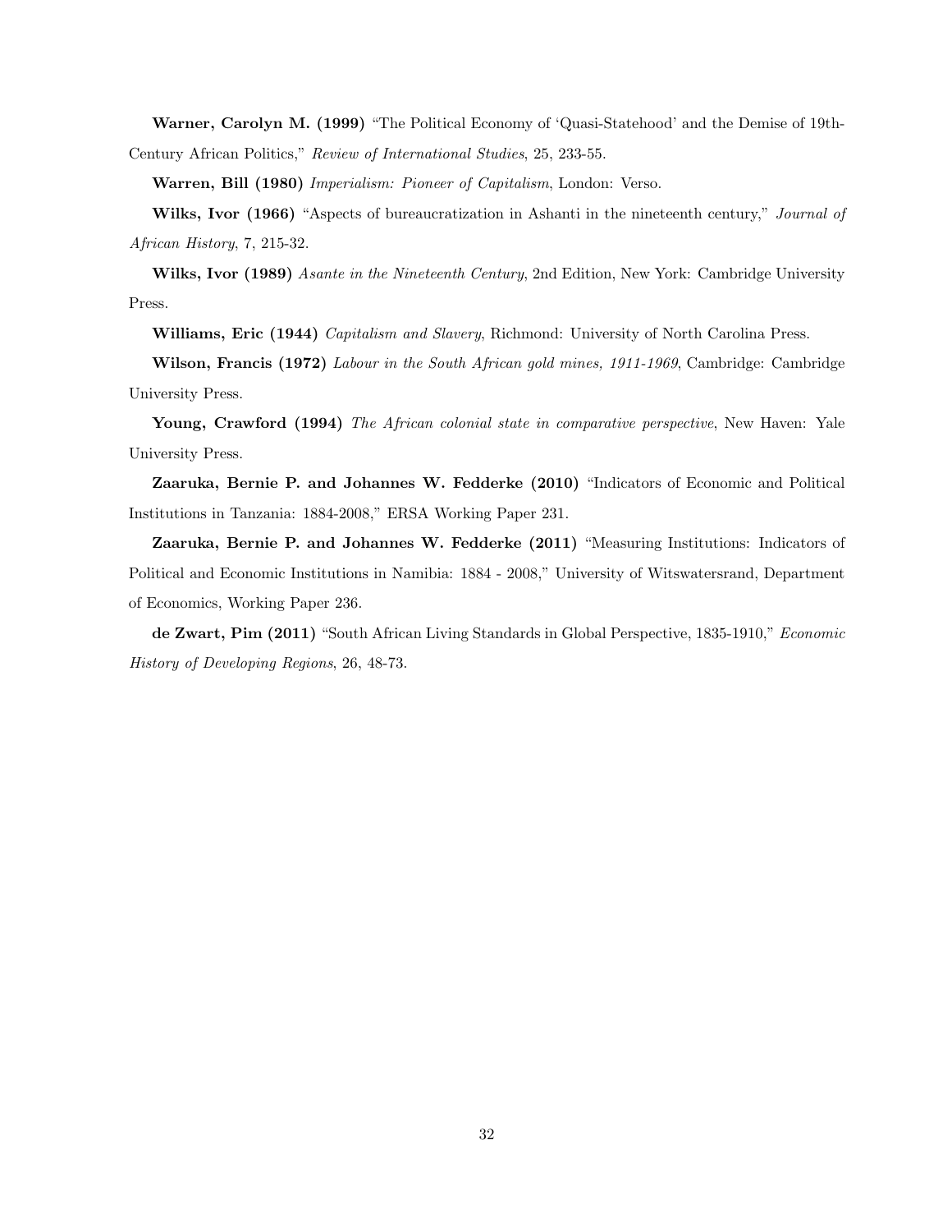**Warner, Carolyn M. (1999)** "The Political Economy of 'Quasi-Statehood' and the Demise of 19th-Century African Politics," *Review of International Studies*, 25, 233-55.

**Warren, Bill (1980)** *Imperialism: Pioneer of Capitalism*, London: Verso.

**Wilks, Ivor (1966)** "Aspects of bureaucratization in Ashanti in the nineteenth century," *Journal of African History*, 7, 215-32.

**Wilks, Ivor (1989)** *Asante in the Nineteenth Century*, 2nd Edition, New York: Cambridge University Press.

**Williams, Eric (1944)** *Capitalism and Slavery*, Richmond: University of North Carolina Press.

**Wilson, Francis (1972)** *Labour in the South African gold mines, 1911-1969*, Cambridge: Cambridge University Press.

**Young, Crawford (1994)** *The African colonial state in comparative perspective*, New Haven: Yale University Press.

**Zaaruka, Bernie P. and Johannes W. Fedderke (2010)** "Indicators of Economic and Political Institutions in Tanzania: 1884-2008," ERSA Working Paper 231.

**Zaaruka, Bernie P. and Johannes W. Fedderke (2011)** "Measuring Institutions: Indicators of Political and Economic Institutions in Namibia: 1884 - 2008," University of Witswatersrand, Department of Economics, Working Paper 236.

**de Zwart, Pim (2011)** "South African Living Standards in Global Perspective, 1835-1910," *Economic History of Developing Regions*, 26, 48-73.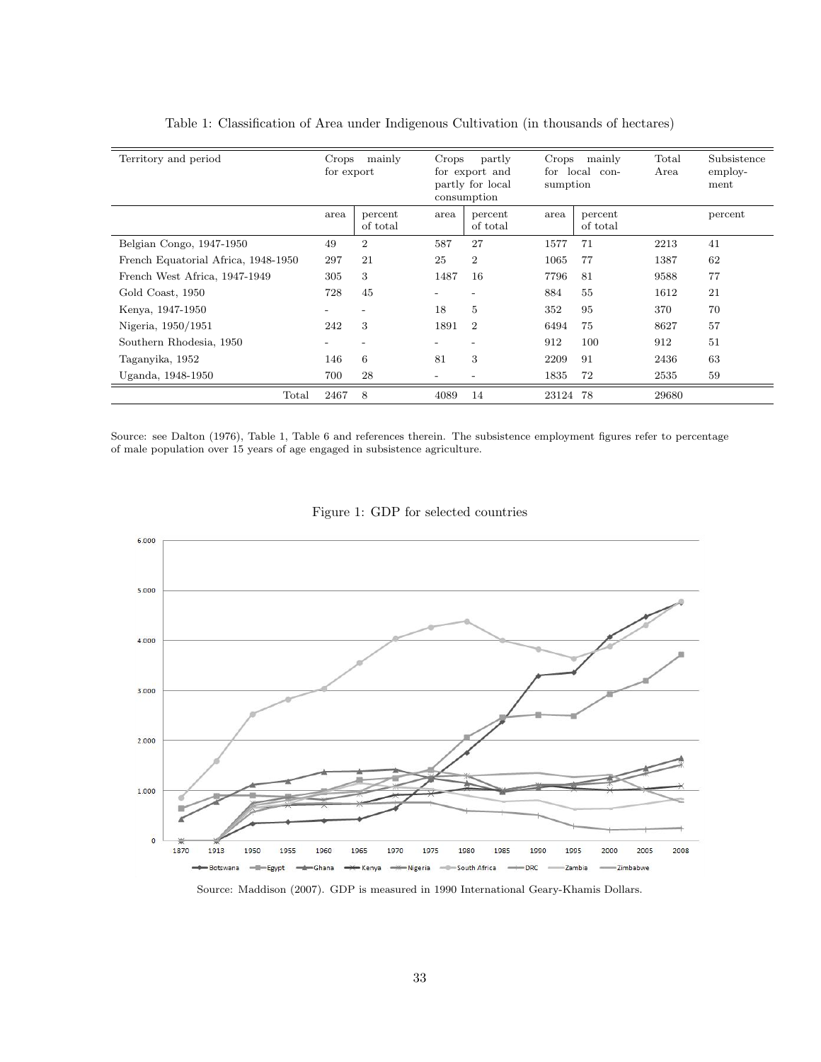Table 1: Classification of Area under Indigenous Cultivation (in thousands of hectares)

| Territory and period | Crops mainly for export | | Crops partly for export and partly for local consumption | | Crops mainly for local consumption | | Total Area | Subsistence employment |
|---|---|---|---|---|---|---|---|---|
| | area | percent of total | area | percent of total | area | percent of total | | percent |
| Belgian Congo, 1947-1950 | 49 | 2 | 587 | 27 | 1577 | 71 | 2213 | 41 |
| French Equatorial Africa, 1948-1950 | 297 | 21 | 25 | 2 | 1065 | 77 | 1387 | 62 |
| French West Africa, 1947-1949 | 305 | 3 | 1487 | 16 | 7796 | 81 | 9588 | 77 |
| Gold Coast, 1950 | 728 | 45 | - | - | 884 | 55 | 1612 | 21 |
| Kenya, 1947-1950 | - | - | 18 | 5 | 352 | 95 | 370 | 70 |
| Nigeria, 1950/1951 | 242 | 3 | 1891 | 2 | 6494 | 75 | 8627 | 57 |
| Southern Rhodesia, 1950 | - | - | - | - | 912 | 100 | 912 | 51 |
| Taganyika, 1952 | 146 | 6 | 81 | 3 | 2209 | 91 | 2436 | 63 |
| Uganda, 1948-1950 | 700 | 28 | - | - | 1835 | 72 | 2535 | 59 |
| Total | 2467 | 8 | 4089 | 14 | 23124 | 78 | 29680 | |

Source: see Dalton (1976), Table 1, Table 6 and references therein. The subsistence employment figures refer to percentage of male population over 15 years of age engaged in subsistence agriculture.

Figure 1: GDP for selected countries

Source: Maddison (2007). GDP is measured in 1990 International Geary-Khamis Dollars.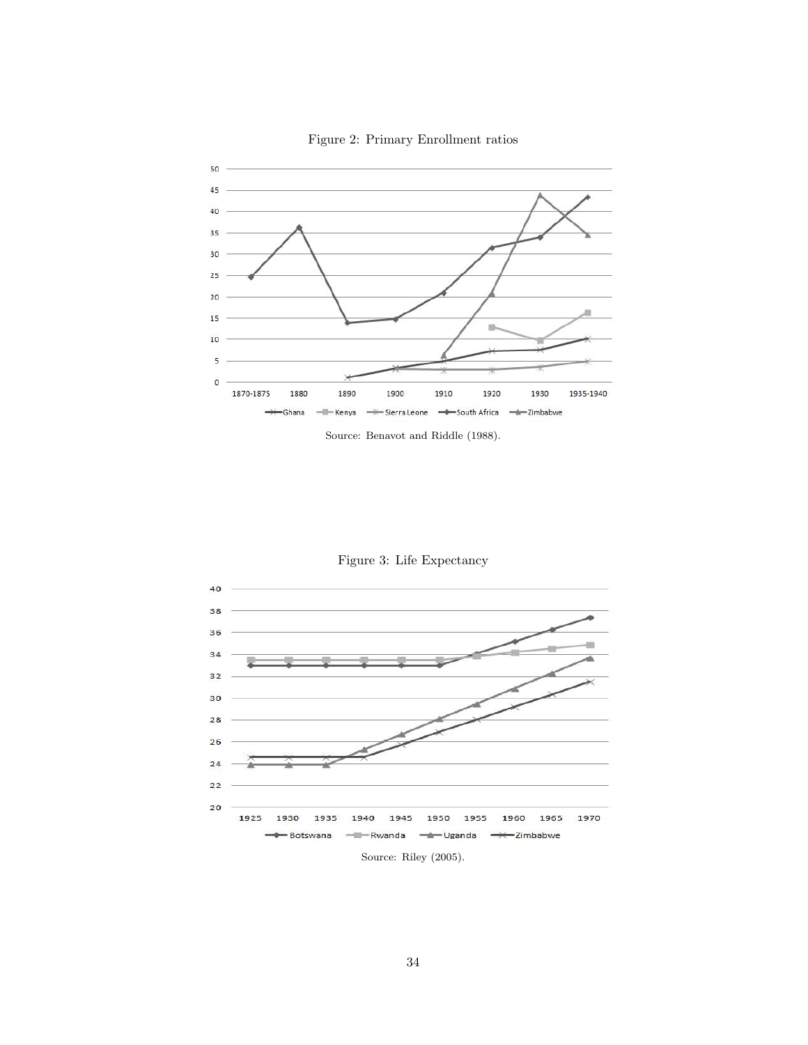Figure 2: Primary Enrollment ratios

Source: Benavot and Riddle (1988).

Figure 3: Life Expectancy

Source: Riley (2005).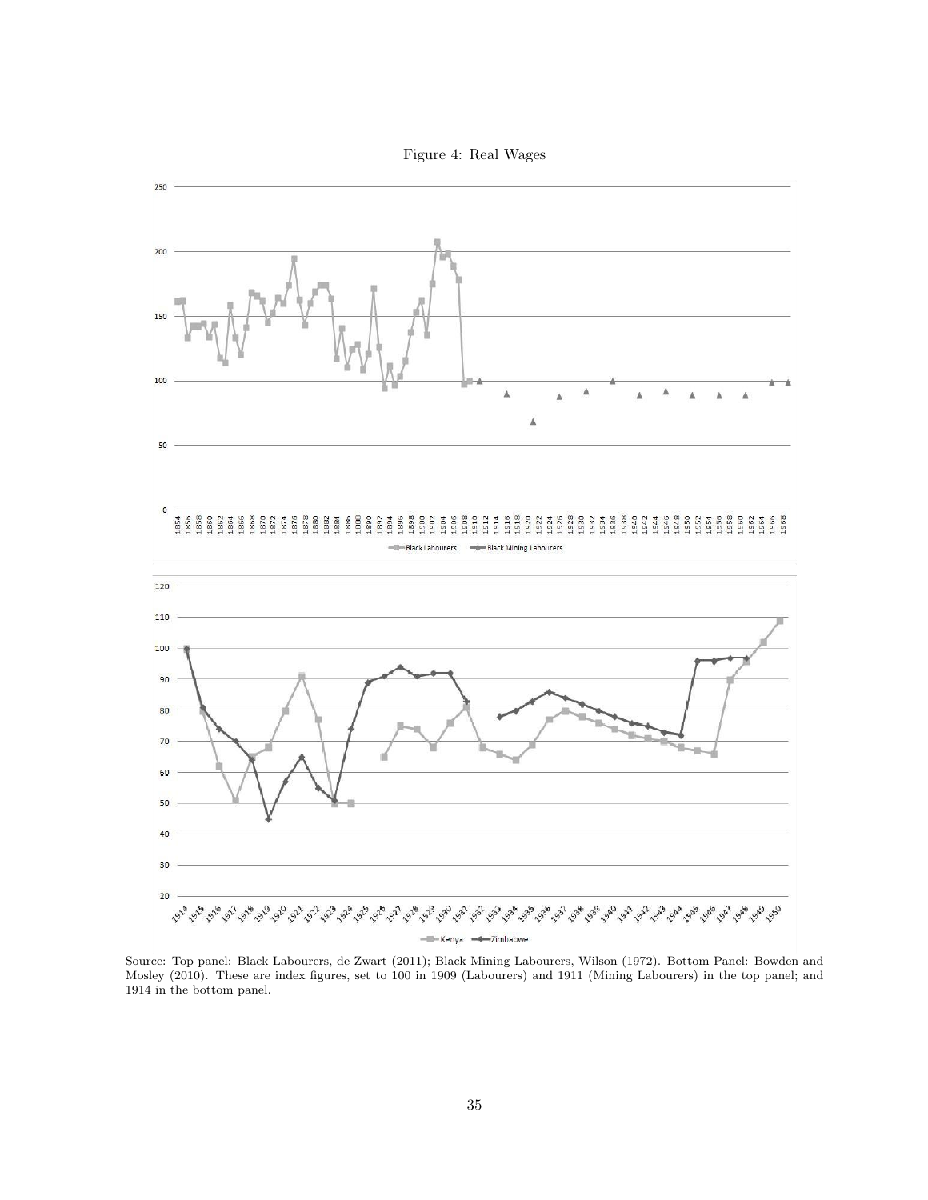Figure 4: Real Wages

Source: Top panel: Black Labourers, de Zwart (2011); Black Mining Labourers, Wilson (1972). Bottom Panel: Bowden and Mosley (2010). These are index figures, set to 100 in 1909 (Labourers) and 1911 (Mining Labourers) in the top panel; and 1914 in the bottom panel.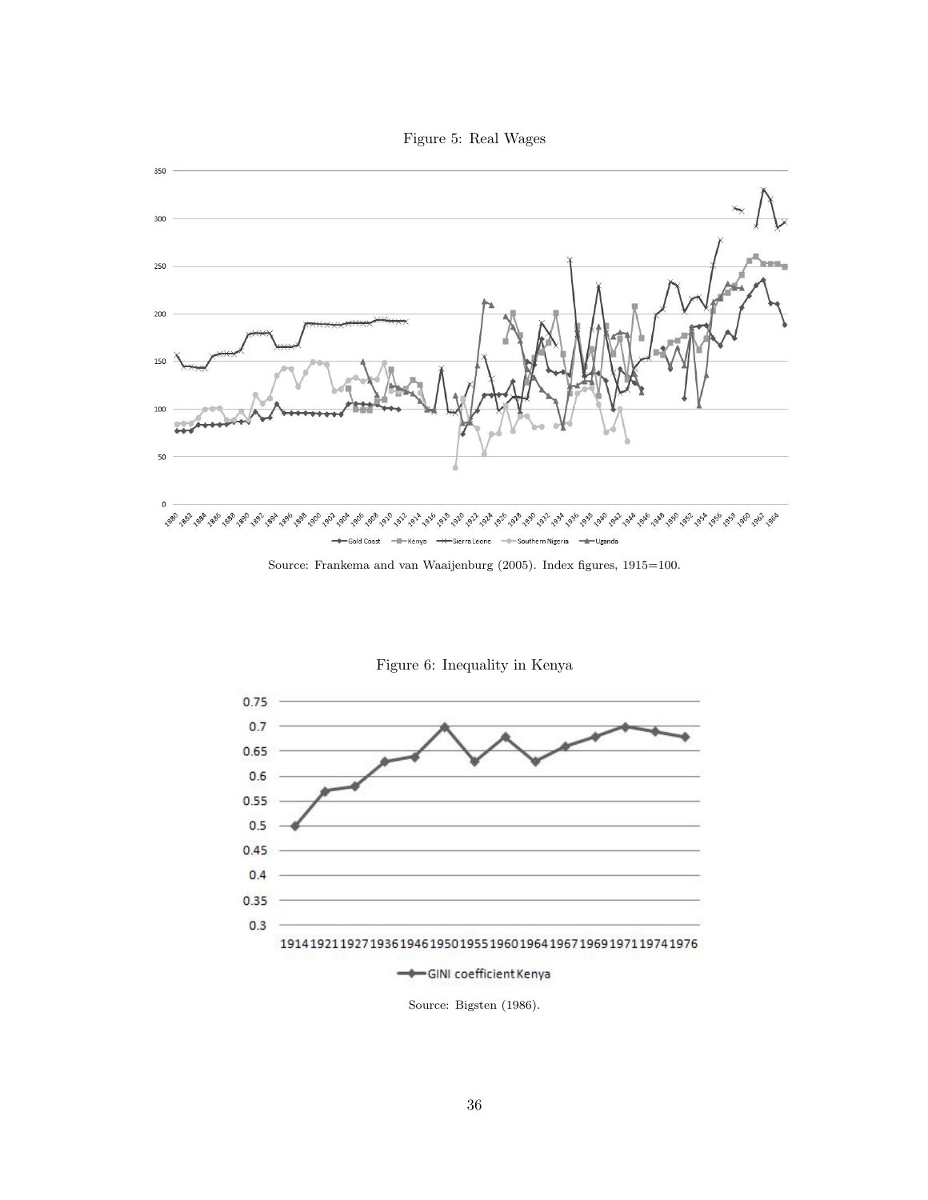Figure 5: Real Wages

Source: Frankema and van Waaijenburg (2005). Index figures, 1915=100.

Figure 6: Inequality in Kenya

Source: Bigsten (1986).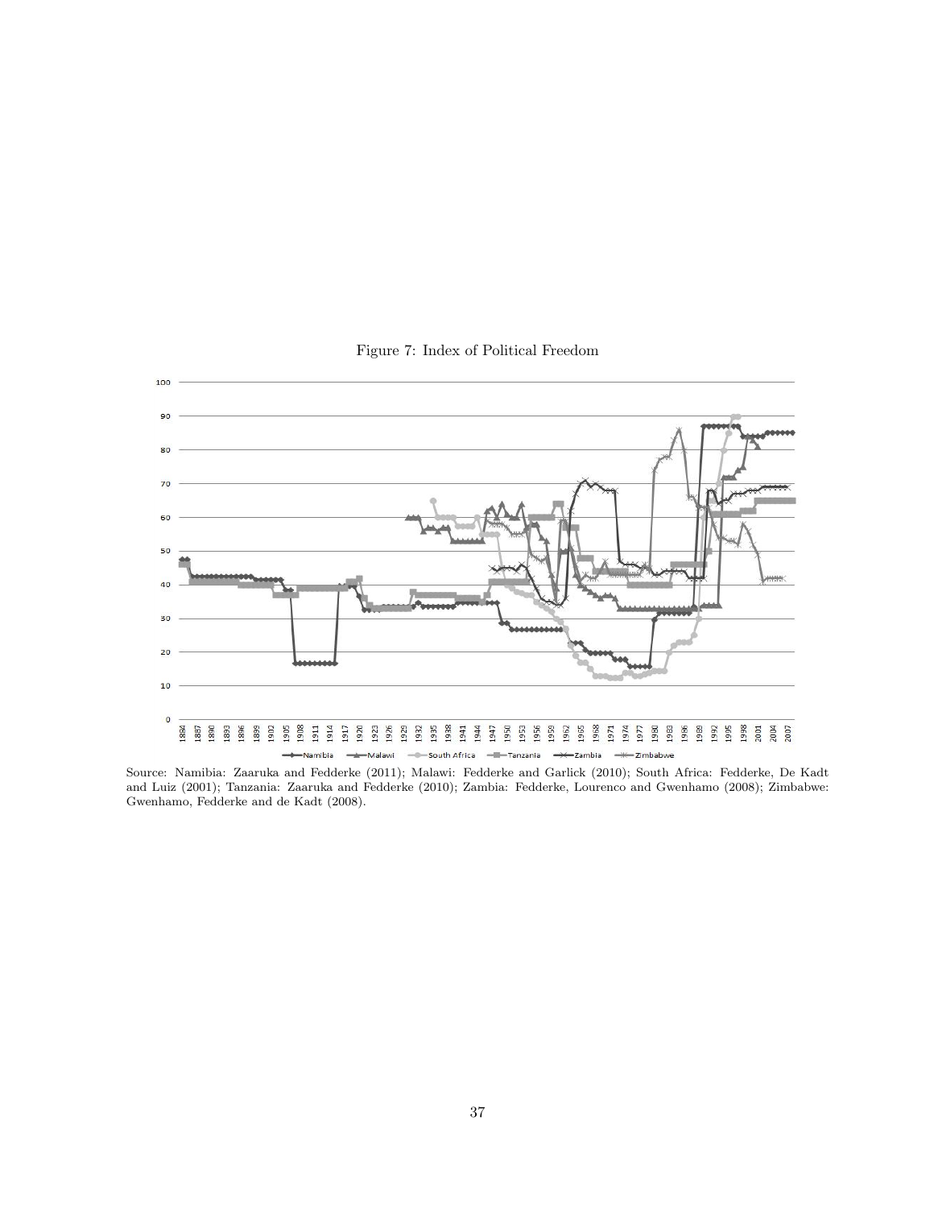Figure 7: Index of Political Freedom

Source: Namibia: Zaaruka and Fedderke (2011); Malawi: Fedderke and Garlick (2010); South Africa: Fedderke, De Kadt and Luiz (2001); Tanzania: Zaaruka and Fedderke (2010); Zambia: Fedderke, Lourenco and Gwenhamo (2008); Zimbabwe: Gwenhamo, Fedderke and de Kadt (2008).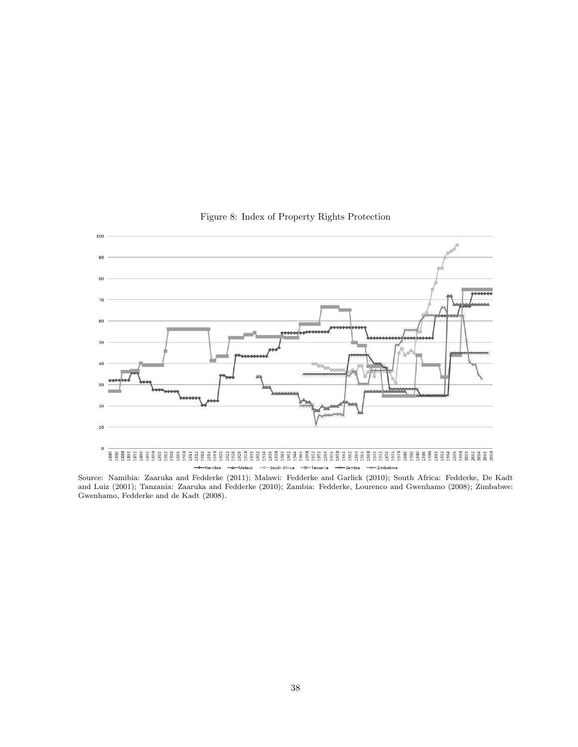Figure 8: Index of Property Rights Protection

100
90
80
70
60
50
40
30
20
10
0

1884 1886 1888 1890 1892 1894 1896 1898 1900 1902 1904 1906 1908 1910 1912 1914 1916 1918 1920 1922 1924 1926 1928 1930 1932 1934 1936 1938 1940 1942 1944 1946 1948 1950 1952 1954 1956 1958 1960 1962 1964 1966 1968 1970 1972 1974 1976 1978 1980 1982 1984 1986 1988 1990 1992 1994 1996 1998 2000 2002 2004 2006 2008

Namibia, Malawi, South Africa, Tanzania, Zambia, Zimbabwe

Source: Namibia: Zaaruka and Fedderke (2011); Malawi: Fedderke and Garlick (2010); South Africa: Fedderke, De Kadt and Luiz (2001); Tanzania: Zaaruka and Fedderke (2010); Zambia: Fedderke, Lourenco and Gwenhamo (2008); Zimbabwe: Gwenhamo, Fedderke and de Kadt (2008).